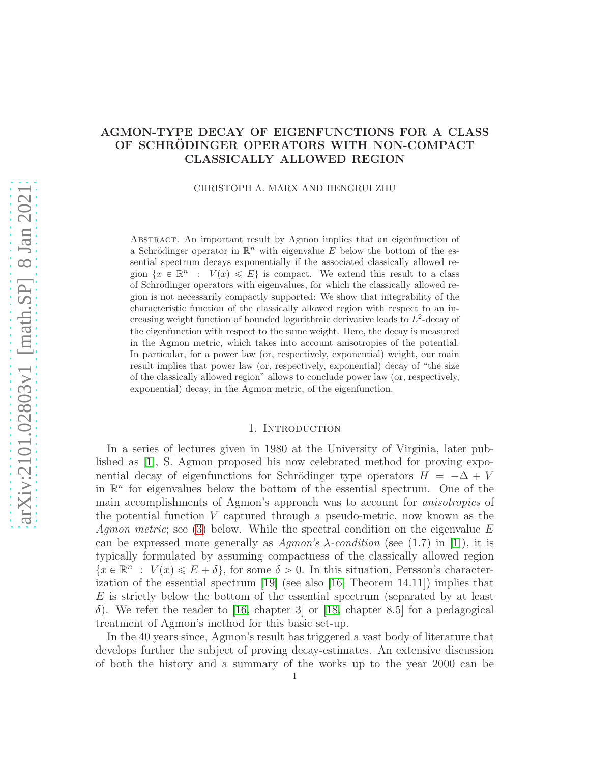# AGMON-TYPE DECAY OF EIGENFUNCTIONS FOR A CLASS OF SCHRÖDINGER OPERATORS WITH NON-COMPACT CLASSICALLY ALLOWED REGION

CHRISTOPH A. MARX AND HENGRUI ZHU

Abstract. An important result by Agmon implies that an eigenfunction of a Schrödinger operator in $\mathbb{R}^n$ with eigenvalue $E$ below the bottom of the essential spectrum decays exponentially if the associated classically allowed region $\{x \in \mathbb{R}^n ~:~ V(x) \leqslant E\}$ is compact. We extend this result to a class of Schrödinger operators with eigenvalues, for which the classically allowed region is not necessarily compactly supported: We show that integrability of the characteristic function of the classically allowed region with respect to an increasing weight function of bounded logarithmic derivative leads to $L^2$-decay of the eigenfunction with respect to the same weight. Here, the decay is measured in the Agmon metric, which takes into account anisotropies of the potential. In particular, for a power law (or, respectively, exponential) weight, our main result implies that power law (or, respectively, exponential) decay of "the size of the classically allowed region" allows to conclude power law (or, respectively, exponential) decay, in the Agmon metric, of the eigenfunction.

## 1. Introduction

In a series of lectures given in 1980 at the University of Virginia, later published as [1], S. Agmon proposed his now celebrated method for proving exponential decay of eigenfunctions for Schrödinger type operators $H = -\Delta + V$ in $\mathbb{R}^n$ for eigenvalues below the bottom of the essential spectrum. One of the main accomplishments of Agmon's approach was to account for *anisotropies* of the potential function $V$ captured through a pseudo-metric, now known as the *Agmon metric*; see (3) below. While the spectral condition on the eigenvalue $E$ can be expressed more generally as *Agmon's $\lambda$-condition* (see (1.7) in [1]), it is typically formulated by assuming compactness of the classically allowed region $\{x \in \mathbb{R}^n ~:~ V(x) \leqslant E + \delta\}$, for some $\delta > 0$. In this situation, Persson's characterization of the essential spectrum [19] (see also [16, Theorem 14.11]) implies that $E$ is strictly below the bottom of the essential spectrum (separated by at least $\delta$). We refer the reader to [16, chapter 3] or [18, chapter 8.5] for a pedagogical treatment of Agmon's method for this basic set-up.

In the 40 years since, Agmon's result has triggered a vast body of literature that develops further the subject of proving decay-estimates. An extensive discussion of both the history and a summary of the works up to the year 2000 can be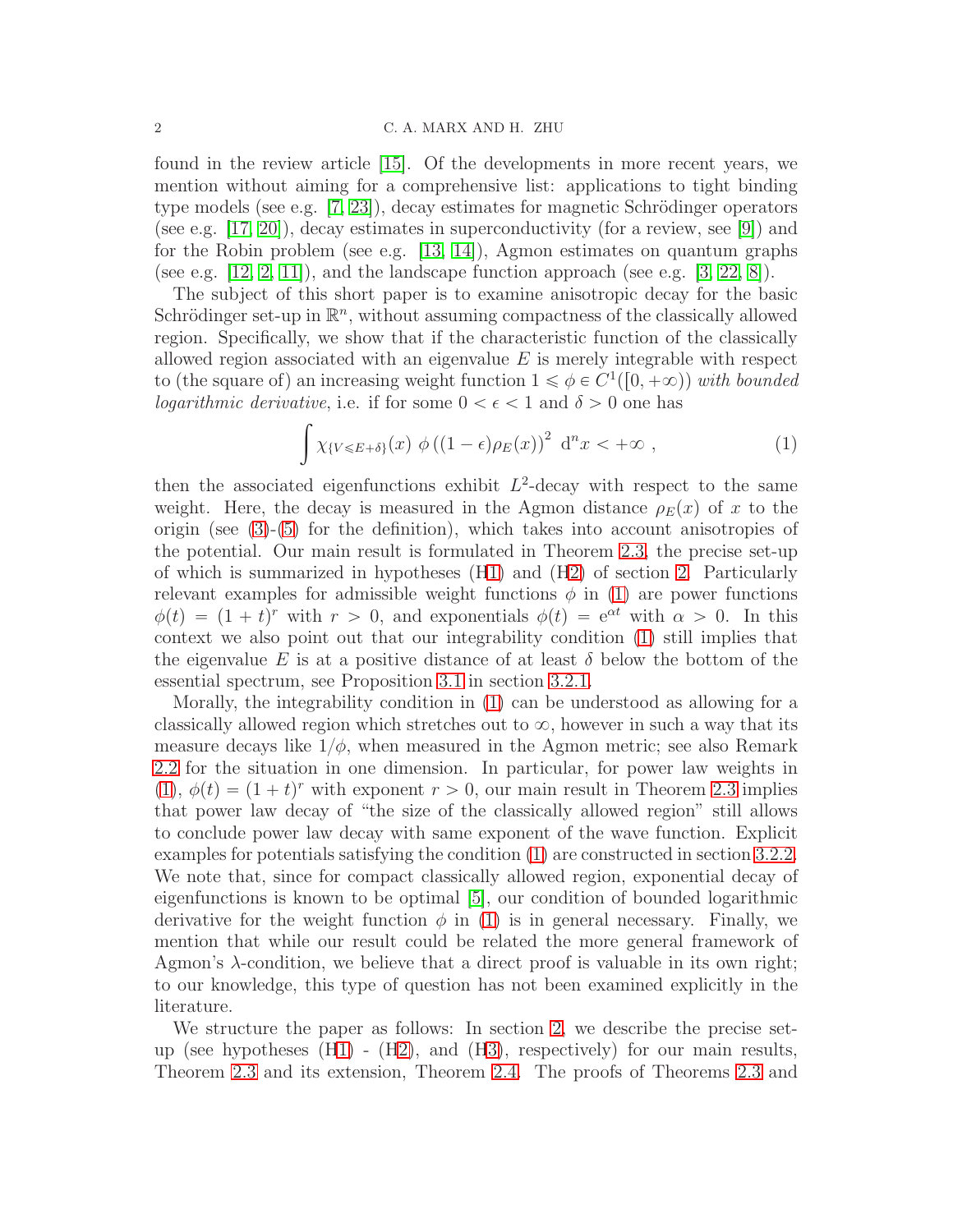found in the review article [15]. Of the developments in more recent years, we mention without aiming for a comprehensive list: applications to tight binding type models (see e.g. [7, 23]), decay estimates for magnetic Schrödinger operators (see e.g. [17, 20]), decay estimates in superconductivity (for a review, see [9]) and for the Robin problem (see e.g. [13, 14]), Agmon estimates on quantum graphs (see e.g. [12, 2, 11]), and the landscape function approach (see e.g. [3, 22, 8]).

The subject of this short paper is to examine anisotropic decay for the basic Schrödinger set-up in $\mathbb{R}^n$, without assuming compactness of the classically allowed region. Specifically, we show that if the characteristic function of the classically allowed region associated with an eigenvalue $E$ is merely integrable with respect to (the square of) an increasing weight function $1 \leqslant \phi \in C^1([0, +\infty))$ *with bounded logarithmic derivative*, i.e. if for some $0 < \epsilon < 1$ and $\delta > 0$ one has

$$\int \chi_{\{V \leqslant E+\delta\}}(x) \ \phi\left((1-\epsilon)\rho_E(x)\right)^2 \ \mathrm{d}^n x < +\infty \ , \tag{1}$$

then the associated eigenfunctions exhibit $L^2$-decay with respect to the same weight. Here, the decay is measured in the Agmon distance $\rho_E(x)$ of $x$ to the origin (see (3)-(5) for the definition), which takes into account anisotropies of the potential. Our main result is formulated in Theorem 2.3, the precise set-up of which is summarized in hypotheses (H1) and (H2) of section 2. Particularly relevant examples for admissible weight functions $\phi$ in (1) are power functions $\phi(t) = (1+t)^r$ with $r > 0$, and exponentials $\phi(t) = \mathrm{e}^{\alpha t}$ with $\alpha > 0$. In this context we also point out that our integrability condition (1) still implies that the eigenvalue $E$ is at a positive distance of at least $\delta$ below the bottom of the essential spectrum, see Proposition 3.1 in section 3.2.1.

Morally, the integrability condition in (1) can be understood as allowing for a classically allowed region which stretches out to $\infty$, however in such a way that its measure decays like $1/\phi$, when measured in the Agmon metric; see also Remark 2.2 for the situation in one dimension. In particular, for power law weights in (1), $\phi(t) = (1+t)^r$ with exponent $r > 0$, our main result in Theorem 2.3 implies that power law decay of "the size of the classically allowed region" still allows to conclude power law decay with same exponent of the wave function. Explicit examples for potentials satisfying the condition (1) are constructed in section 3.2.2. We note that, since for compact classically allowed region, exponential decay of eigenfunctions is known to be optimal [5], our condition of bounded logarithmic derivative for the weight function $\phi$ in (1) is in general necessary. Finally, we mention that while our result could be related the more general framework of Agmon's $\lambda$-condition, we believe that a direct proof is valuable in its own right; to our knowledge, this type of question has not been examined explicitly in the literature.

We structure the paper as follows: In section 2, we describe the precise set-up (see hypotheses (H1) - (H2), and (H3), respectively) for our main results, Theorem 2.3 and its extension, Theorem 2.4. The proofs of Theorems 2.3 and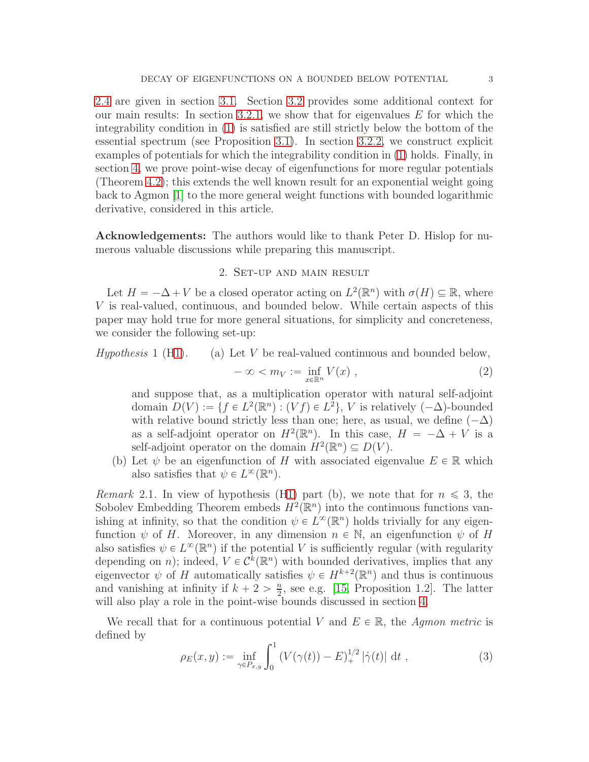2.4 are given in section 3.1. Section 3.2 provides some additional context for our main results: In section 3.2.1, we show that for eigenvalues $E$ for which the integrability condition in (1) is satisfied are still strictly below the bottom of the essential spectrum (see Proposition 3.1). In section 3.2.2, we construct explicit examples of potentials for which the integrability condition in (1) holds. Finally, in section 4, we prove point-wise decay of eigenfunctions for more regular potentials (Theorem 4.2); this extends the well known result for an exponential weight going back to Agmon [1] to the more general weight functions with bounded logarithmic derivative, considered in this article.

**Acknowledgements:** The authors would like to thank Peter D. Hislop for numerous valuable discussions while preparing this manuscript.

## 2. Set-up and main result

Let $H = -\Delta + V$ be a closed operator acting on $L^2(\mathbb{R}^n)$ with $\sigma(H) \subseteq \mathbb{R}$, where $V$ is real-valued, continuous, and bounded below. While certain aspects of this paper may hold true for more general situations, for simplicity and concreteness, we consider the following set-up:

*Hypothesis* 1 (H1). (a) Let $V$ be real-valued continuous and bounded below,

$$-\infty < m_V := \inf_{x \in \mathbb{R}^n} V(x) \ , \tag{2}$$

and suppose that, as a multiplication operator with natural self-adjoint domain $D(V) := \{f \in L^2(\mathbb{R}^n) : (Vf) \in L^2\}$, $V$ is relatively $(-\Delta)$-bounded with relative bound strictly less than one; here, as usual, we define $(-\Delta)$ as a self-adjoint operator on $H^2(\mathbb{R}^n)$. In this case, $H = -\Delta + V$ is a self-adjoint operator on the domain $H^2(\mathbb{R}^n) \subseteq D(V)$.

(b) Let $\psi$ be an eigenfunction of $H$ with associated eigenvalue $E \in \mathbb{R}$ which also satisfies that $\psi \in L^\infty(\mathbb{R}^n)$.

*Remark* 2.1. In view of hypothesis (H1) part (b), we note that for $n \leqslant 3$, the Sobolev Embedding Theorem embeds $H^2(\mathbb{R}^n)$ into the continuous functions vanishing at infinity, so that the condition $\psi \in L^\infty(\mathbb{R}^n)$ holds trivially for any eigenfunction $\psi$ of $H$. Moreover, in any dimension $n \in \mathbb{N}$, an eigenfunction $\psi$ of $H$ also satisfies $\psi \in L^\infty(\mathbb{R}^n)$ if the potential $V$ is sufficiently regular (with regularity depending on $n$); indeed, $V \in \mathcal{C}^k(\mathbb{R}^n)$ with bounded derivatives, implies that any eigenvector $\psi$ of $H$ automatically satisfies $\psi \in H^{k+2}(\mathbb{R}^n)$ and thus is continuous and vanishing at infinity if $k + 2 > \frac{n}{2}$, see e.g. [15, Proposition 1.2]. The latter will also play a role in the point-wise bounds discussed in section 4.

We recall that for a continuous potential $V$ and $E \in \mathbb{R}$, the *Agmon metric* is defined by

$$\rho_E(x, y) := \inf_{\gamma \in P_{x,y}} \int_0^1 (V(\gamma(t)) - E)_+^{1/2} \, |\dot{\gamma}(t)| \, \mathrm{d}t \ , \tag{3}$$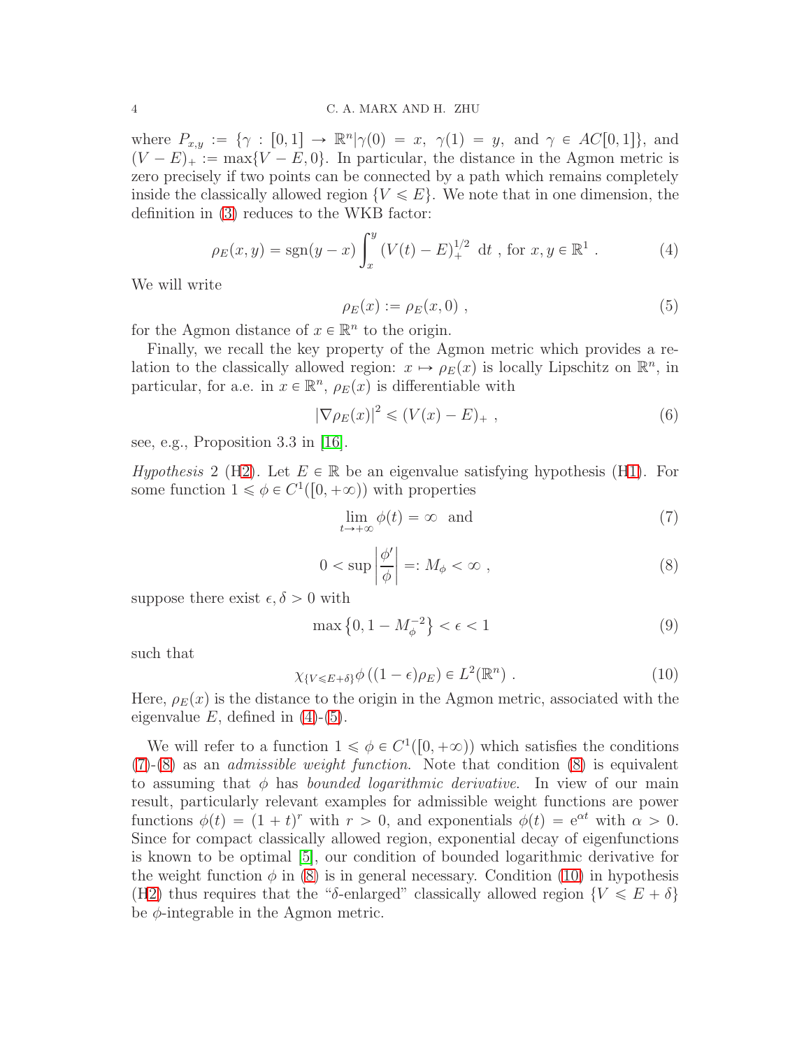where $P_{x,y} := \{\gamma : [0,1] \to \mathbb{R}^n | \gamma(0) = x,\ \gamma(1) = y, \text{ and } \gamma \in AC[0,1]\}$, and $(V - E)_+ := \max\{V - E, 0\}$. In particular, the distance in the Agmon metric is zero precisely if two points can be connected by a path which remains completely inside the classically allowed region $\{V \leqslant E\}$. We note that in one dimension, the definition in (3) reduces to the WKB factor:

$$\rho_E(x,y) = \operatorname{sgn}(y-x) \int_x^y (V(t) - E)_+^{1/2} \ \mathrm{d}t \ , \text{ for } x, y \in \mathbb{R}^1 \ . \tag{4}$$

We will write

$$\rho_E(x) := \rho_E(x, 0) \ , \tag{5}$$

for the Agmon distance of $x \in \mathbb{R}^n$ to the origin.

Finally, we recall the key property of the Agmon metric which provides a relation to the classically allowed region: $x \mapsto \rho_E(x)$ is locally Lipschitz on $\mathbb{R}^n$, in particular, for a.e. in $x \in \mathbb{R}^n$, $\rho_E(x)$ is differentiable with

$$|\nabla \rho_E(x)|^2 \leqslant (V(x) - E)_+ \ , \tag{6}$$

see, e.g., Proposition 3.3 in [16].

*Hypothesis* 2 (H2). Let $E \in \mathbb{R}$ be an eigenvalue satisfying hypothesis (H1). For some function $1 \leqslant \phi \in C^1([0, +\infty))$ with properties

$$\lim_{t \to +\infty} \phi(t) = \infty \ \text{ and} \tag{7}$$

$$0 < \sup \left| \frac{\phi'}{\phi} \right| =: M_\phi < \infty \ , \tag{8}$$

suppose there exist $\epsilon, \delta > 0$ with

$$\max\left\{0, 1 - M_\phi^{-2}\right\} < \epsilon < 1 \tag{9}$$

such that

$$\chi_{\{V \leqslant E + \delta\}} \phi\left((1-\epsilon)\rho_E\right) \in L^2(\mathbb{R}^n) \ . \tag{10}$$

Here, $\rho_E(x)$ is the distance to the origin in the Agmon metric, associated with the eigenvalue $E$, defined in (4)-(5).

We will refer to a function $1 \leqslant \phi \in C^1([0, +\infty))$ which satisfies the conditions (7)-(8) as an *admissible weight function*. Note that condition (8) is equivalent to assuming that $\phi$ has *bounded logarithmic derivative*. In view of our main result, particularly relevant examples for admissible weight functions are power functions $\phi(t) = (1 + t)^r$ with $r > 0$, and exponentials $\phi(t) = \mathrm{e}^{\alpha t}$ with $\alpha > 0$. Since for compact classically allowed region, exponential decay of eigenfunctions is known to be optimal [5], our condition of bounded logarithmic derivative for the weight function $\phi$ in (8) is in general necessary. Condition (10) in hypothesis (H2) thus requires that the "$\delta$-enlarged" classically allowed region $\{V \leqslant E + \delta\}$ be $\phi$-integrable in the Agmon metric.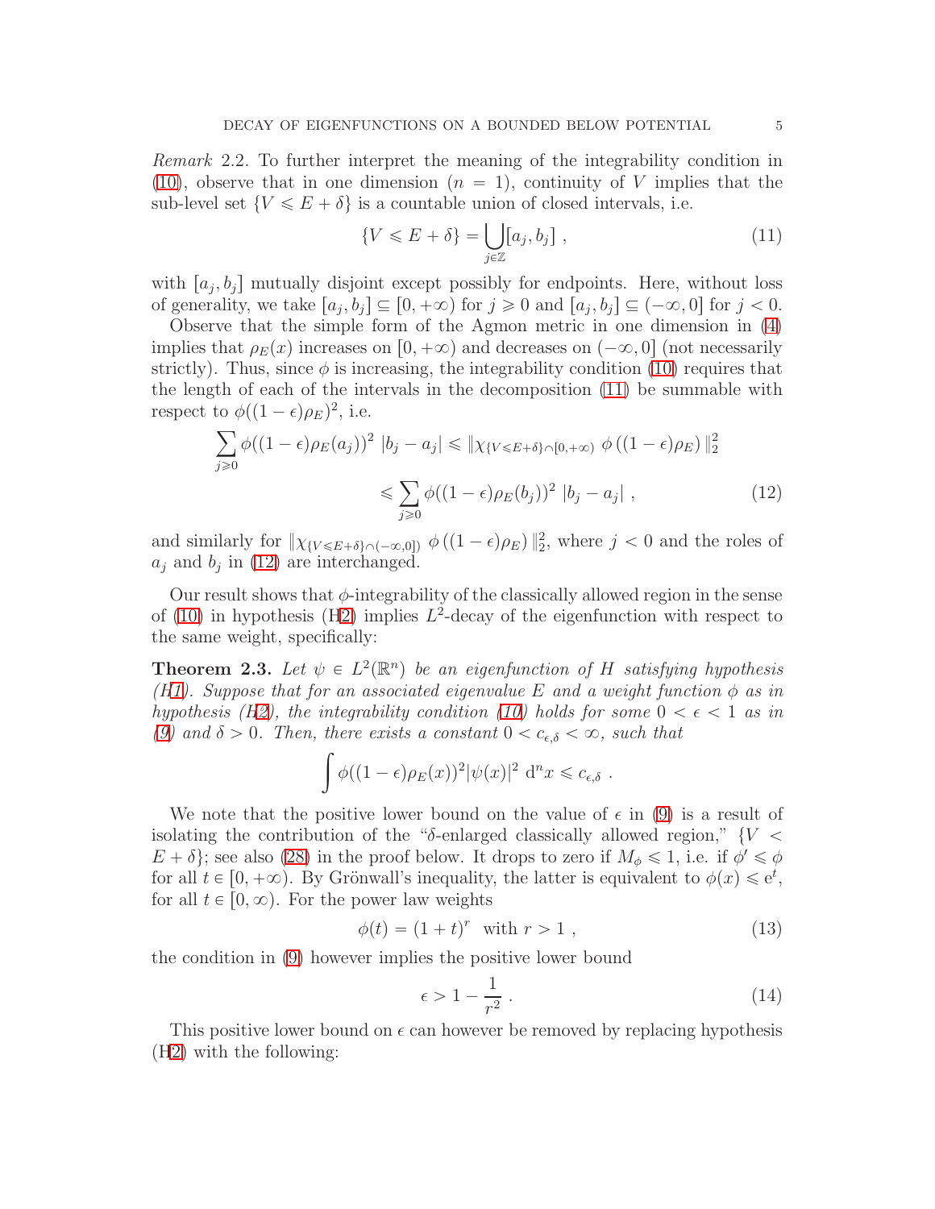*Remark* 2.2. To further interpret the meaning of the integrability condition in (10), observe that in one dimension ($n = 1$), continuity of $V$ implies that the sub-level set $\{V \leqslant E + \delta\}$ is a countable union of closed intervals, i.e.

$$\{V \leqslant E + \delta\} = \bigcup_{j \in \mathbb{Z}} [a_j, b_j] \ , \tag{11}$$

with $[a_j, b_j]$ mutually disjoint except possibly for endpoints. Here, without loss of generality, we take $[a_j, b_j] \subseteq [0, +\infty)$ for $j \geqslant 0$ and $[a_j, b_j] \subseteq (-\infty, 0]$ for $j < 0$.

Observe that the simple form of the Agmon metric in one dimension in (4) implies that $\rho_E(x)$ increases on $[0, +\infty)$ and decreases on $(-\infty, 0]$ (not necessarily strictly). Thus, since $\phi$ is increasing, the integrability condition (10) requires that the length of each of the intervals in the decomposition (11) be summable with respect to $\phi((1-\epsilon)\rho_E)^2$, i.e.

$$\begin{aligned}\sum_{j \geqslant 0} \phi((1-\epsilon)\rho_E(a_j))^2 \ |b_j - a_j| &\leqslant \| \chi_{\{V \leqslant E+\delta\} \cap [0,+\infty)} \ \phi\left((1-\epsilon)\rho_E\right) \|_2^2 \\ &\leqslant \sum_{j \geqslant 0} \phi((1-\epsilon)\rho_E(b_j))^2 \ |b_j - a_j| \ , \end{aligned} \tag{12}$$

and similarly for $\| \chi_{\{V \leqslant E+\delta\} \cap (-\infty,0]\}} \ \phi\left((1-\epsilon)\rho_E\right) \|_2^2$, where $j < 0$ and the roles of $a_j$ and $b_j$ in (12) are interchanged.

Our result shows that $\phi$-integrability of the classically allowed region in the sense of (10) in hypothesis (H2) implies $L^2$-decay of the eigenfunction with respect to the same weight, specifically:

**Theorem 2.3.** *Let $\psi \in L^2(\mathbb{R}^n)$ be an eigenfunction of $H$ satisfying hypothesis (H1). Suppose that for an associated eigenvalue $E$ and a weight function $\phi$ as in hypothesis (H2), the integrability condition (10) holds for some $0 < \epsilon < 1$ as in (9) and $\delta > 0$. Then, there exists a constant $0 < c_{\epsilon,\delta} < \infty$, such that*

$$\int \phi((1-\epsilon)\rho_E(x))^2 |\psi(x)|^2 \ \mathrm{d}^n x \leqslant c_{\epsilon,\delta} \ .$$

We note that the positive lower bound on the value of $\epsilon$ in (9) is a result of isolating the contribution of the "$\delta$-enlarged classically allowed region," $\{V < E + \delta\}$; see also (28) in the proof below. It drops to zero if $M_\phi \leqslant 1$, i.e. if $\phi' \leqslant \phi$ for all $t \in [0, +\infty)$. By Grönwall's inequality, the latter is equivalent to $\phi(x) \leqslant \mathrm{e}^t$, for all $t \in [0, \infty)$. For the power law weights

$$\phi(t) = (1+t)^r \ \text{ with } r > 1 \ , \tag{13}$$

the condition in (9) however implies the positive lower bound

$$\epsilon > 1 - \frac{1}{r^2} \ . \tag{14}$$

This positive lower bound on $\epsilon$ can however be removed by replacing hypothesis (H2) with the following: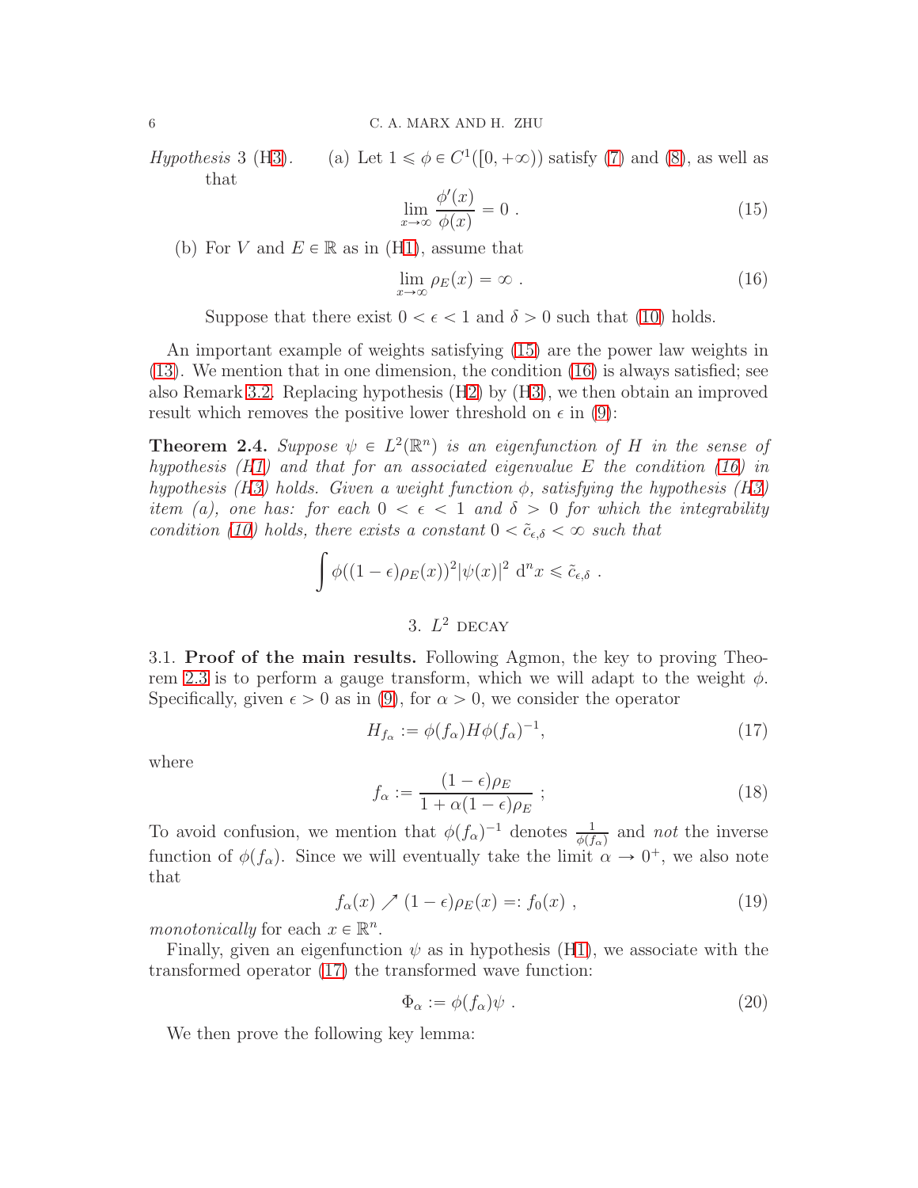*Hypothesis* 3 (H3). (a) Let $1 \leqslant \phi \in C^1([0, +\infty))$ satisfy (7) and (8), as well as that

$$\lim_{x \to \infty} \frac{\phi'(x)}{\phi(x)} = 0 \; . \tag{15}$$

(b) For $V$ and $E \in \mathbb{R}$ as in (H1), assume that

$$\lim_{x \to \infty} \rho_E(x) = \infty \; . \tag{16}$$

Suppose that there exist $0 < \epsilon < 1$ and $\delta > 0$ such that (10) holds.

An important example of weights satisfying (15) are the power law weights in (13). We mention that in one dimension, the condition (16) is always satisfied; see also Remark 3.2. Replacing hypothesis (H2) by (H3), we then obtain an improved result which removes the positive lower threshold on $\epsilon$ in (9):

**Theorem 2.4.** *Suppose $\psi \in L^2(\mathbb{R}^n)$ is an eigenfunction of $H$ in the sense of hypothesis (H1) and that for an associated eigenvalue $E$ the condition (16) in hypothesis (H3) holds. Given a weight function $\phi$, satisfying the hypothesis (H3) item (a), one has: for each $0 < \epsilon < 1$ and $\delta > 0$ for which the integrability condition (10) holds, there exists a constant $0 < \tilde{c}_{\epsilon,\delta} < \infty$ such that*

$$\int \phi((1-\epsilon)\rho_E(x))^2 |\psi(x)|^2 \; \mathrm{d}^n x \leqslant \tilde{c}_{\epsilon,\delta} \; .$$

## 3. $L^2$ decay

3.1. **Proof of the main results.** Following Agmon, the key to proving Theorem 2.3 is to perform a gauge transform, which we will adapt to the weight $\phi$. Specifically, given $\epsilon > 0$ as in (9), for $\alpha > 0$, we consider the operator

$$H_{f_\alpha} := \phi(f_\alpha) H \phi(f_\alpha)^{-1}, \tag{17}$$

where

$$f_\alpha := \frac{(1-\epsilon)\rho_E}{1 + \alpha(1-\epsilon)\rho_E} \; ; \tag{18}$$

To avoid confusion, we mention that $\phi(f_\alpha)^{-1}$ denotes $\frac{1}{\phi(f_\alpha)}$ and *not* the inverse function of $\phi(f_\alpha)$. Since we will eventually take the limit $\alpha \to 0^+$, we also note that

$$f_\alpha(x) \nearrow (1-\epsilon)\rho_E(x) =: f_0(x) \; , \tag{19}$$

*monotonically* for each $x \in \mathbb{R}^n$.

Finally, given an eigenfunction $\psi$ as in hypothesis (H1), we associate with the transformed operator (17) the transformed wave function:

$$\Phi_\alpha := \phi(f_\alpha)\psi \; . \tag{20}$$

We then prove the following key lemma: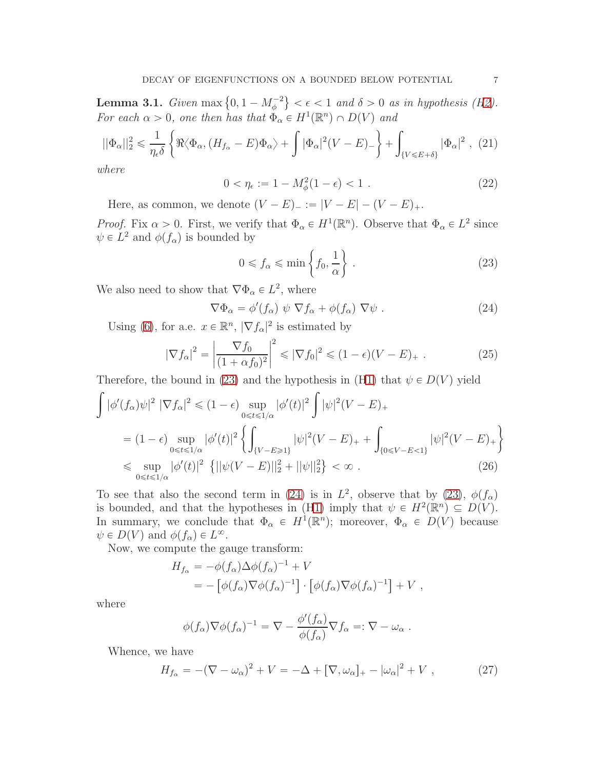**Lemma 3.1.** *Given* $\max\left\{0, 1 - M_\phi^{-2}\right\} < \epsilon < 1$ *and* $\delta > 0$ *as in hypothesis (H2). For each* $\alpha > 0$*, one then has that* $\Phi_\alpha \in H^1(\mathbb{R}^n) \cap D(V)$ *and*

$$||\Phi_\alpha||_2^2 \leqslant \frac{1}{\eta_\epsilon \delta} \left\{ \Re\langle \Phi_\alpha, (H_{f_\alpha} - E)\Phi_\alpha\rangle + \int |\Phi_\alpha|^2 (V-E)_- \right\} + \int_{\{V \leqslant E+\delta\}} |\Phi_\alpha|^2 \ , \quad (21)$$

*where*

$$0 < \eta_\epsilon := 1 - M_\phi^2(1-\epsilon) < 1 \ . \quad (22)$$

Here, as common, we denote $(V-E)_- := |V-E| - (V-E)_+$.

*Proof.* Fix $\alpha > 0$. First, we verify that $\Phi_\alpha \in H^1(\mathbb{R}^n)$. Observe that $\Phi_\alpha \in L^2$ since $\psi \in L^2$ and $\phi(f_\alpha)$ is bounded by

$$0 \leqslant f_\alpha \leqslant \min\left\{f_0, \frac{1}{\alpha}\right\} \ . \quad (23)$$

We also need to show that $\nabla\Phi_\alpha \in L^2$, where

$$\nabla\Phi_\alpha = \phi'(f_\alpha)\ \psi\ \nabla f_\alpha + \phi(f_\alpha)\ \nabla\psi \ . \quad (24)$$

Using (6), for a.e. $x \in \mathbb{R}^n$, $|\nabla f_\alpha|^2$ is estimated by

$$|\nabla f_\alpha|^2 = \left|\frac{\nabla f_0}{(1+\alpha f_0)^2}\right|^2 \leqslant |\nabla f_0|^2 \leqslant (1-\epsilon)(V-E)_+ \ . \quad (25)$$

Therefore, the bound in (23) and the hypothesis in (H1) that $\psi \in D(V)$ yield

$$\begin{aligned}
\int |\phi'(f_\alpha)\psi|^2\ |\nabla f_\alpha|^2 &\leqslant (1-\epsilon) \sup_{0\leqslant t\leqslant 1/\alpha} |\phi'(t)|^2 \int |\psi|^2 (V-E)_+ \\
&= (1-\epsilon) \sup_{0\leqslant t\leqslant 1/\alpha} |\phi'(t)|^2 \left\{ \int_{\{V-E\geqslant 1\}} |\psi|^2(V-E)_+ + \int_{\{0\leqslant V-E<1\}} |\psi|^2(V-E)_+ \right\} \\
&\leqslant \sup_{0\leqslant t\leqslant 1/\alpha} |\phi'(t)|^2\ \left\{ ||\psi(V-E)||_2^2 + ||\psi||_2^2 \right\}\ < \infty \ . \quad (26)
\end{aligned}$$

To see that also the second term in (24) is in $L^2$, observe that by (23), $\phi(f_\alpha)$ is bounded, and that the hypotheses in (H1) imply that $\psi \in H^2(\mathbb{R}^n) \subseteq D(V)$. In summary, we conclude that $\Phi_\alpha \in H^1(\mathbb{R}^n)$; moreover, $\Phi_\alpha \in D(V)$ because $\psi \in D(V)$ and $\phi(f_\alpha) \in L^\infty$.

Now, we compute the gauge transform:

$$\begin{aligned}
H_{f_\alpha} &= -\phi(f_\alpha)\Delta\phi(f_\alpha)^{-1} + V \\
&= -\left[\phi(f_\alpha)\nabla\phi(f_\alpha)^{-1}\right]\cdot\left[\phi(f_\alpha)\nabla\phi(f_\alpha)^{-1}\right] + V \ ,
\end{aligned}$$

where

$$\phi(f_\alpha)\nabla\phi(f_\alpha)^{-1} = \nabla - \frac{\phi'(f_\alpha)}{\phi(f_\alpha)}\nabla f_\alpha =: \nabla - \omega_\alpha \ .$$

Whence, we have

$$H_{f_\alpha} = -(\nabla - \omega_\alpha)^2 + V = -\Delta + [\nabla, \omega_\alpha]_+ - |\omega_\alpha|^2 + V \ , \quad (27)$$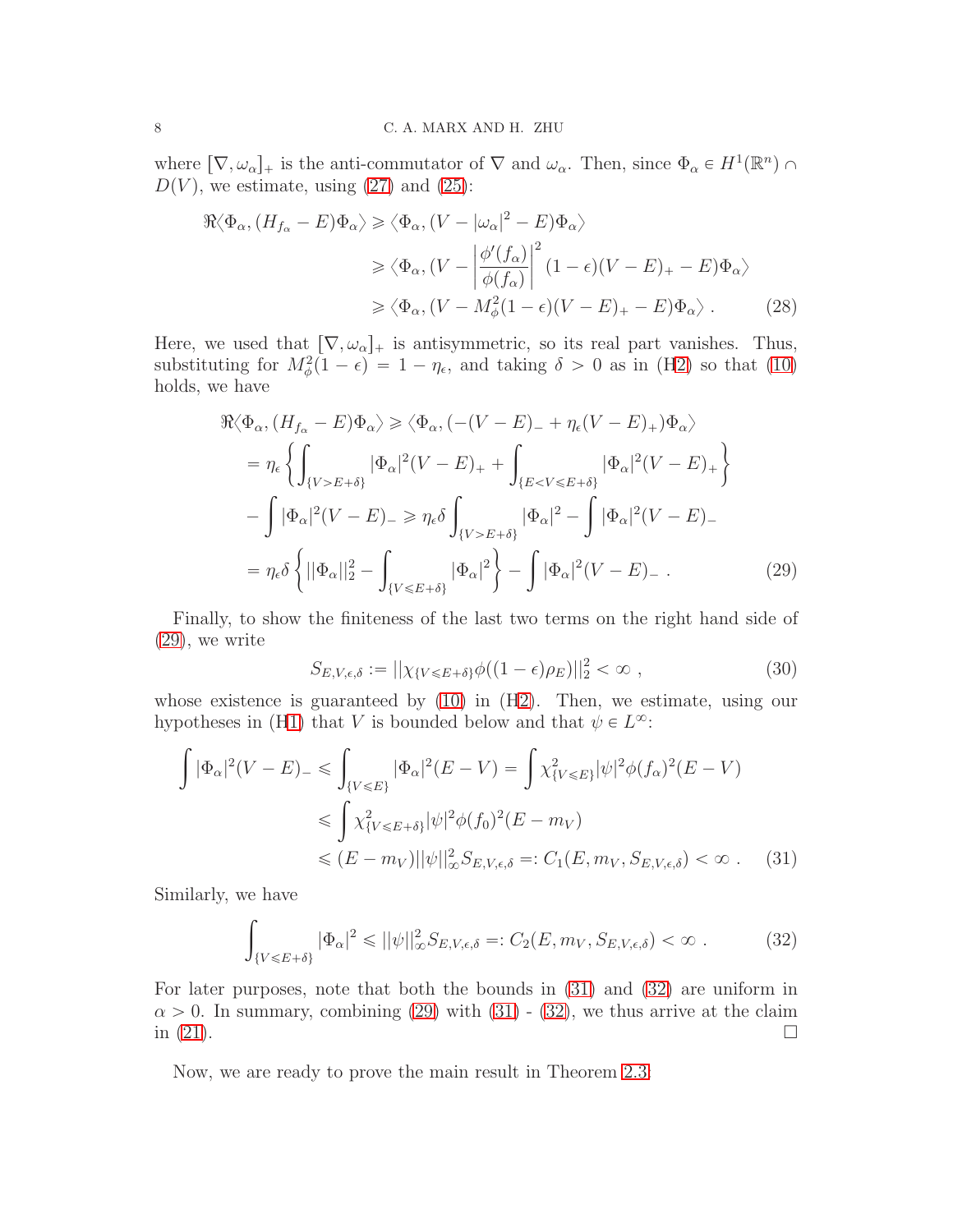where $[\nabla, \omega_\alpha]_+$ is the anti-commutator of $\nabla$ and $\omega_\alpha$. Then, since $\Phi_\alpha \in H^1(\mathbb{R}^n) \cap D(V)$, we estimate, using (27) and (25):

$$
\begin{aligned}
\Re\langle \Phi_\alpha, (H_{f_\alpha} - E)\Phi_\alpha \rangle &\geqslant \langle \Phi_\alpha, (V - |\omega_\alpha|^2 - E)\Phi_\alpha \rangle \\
&\geqslant \langle \Phi_\alpha, (V - \left| \frac{\phi'(f_\alpha)}{\phi(f_\alpha)} \right|^2 (1-\epsilon)(V-E)_+ - E)\Phi_\alpha \rangle \\
&\geqslant \langle \Phi_\alpha, (V - M_\phi^2 (1-\epsilon)(V-E)_+ - E)\Phi_\alpha \rangle \, . \qquad (28)
\end{aligned}
$$

Here, we used that $[\nabla, \omega_\alpha]_+$ is antisymmetric, so its real part vanishes. Thus, substituting for $M_\phi^2(1-\epsilon) = 1 - \eta_\epsilon$, and taking $\delta > 0$ as in (H2) so that (10) holds, we have

$$
\begin{aligned}
&\Re\langle \Phi_\alpha, (H_{f_\alpha} - E)\Phi_\alpha \rangle \geqslant \langle \Phi_\alpha, (-(V-E)_- + \eta_\epsilon (V-E)_+)\Phi_\alpha \rangle \\
&= \eta_\epsilon \left\{ \int_{\{V > E+\delta\}} |\Phi_\alpha|^2 (V-E)_+ + \int_{\{E < V \leqslant E+\delta\}} |\Phi_\alpha|^2 (V-E)_+ \right\} \\
&- \int |\Phi_\alpha|^2 (V-E)_- \geqslant \eta_\epsilon \delta \int_{\{V > E+\delta\}} |\Phi_\alpha|^2 - \int |\Phi_\alpha|^2 (V-E)_- \\
&= \eta_\epsilon \delta \left\{ ||\Phi_\alpha||_2^2 - \int_{\{V \leqslant E+\delta\}} |\Phi_\alpha|^2 \right\} - \int |\Phi_\alpha|^2 (V-E)_- \, . \qquad (29)
\end{aligned}
$$

Finally, to show the finiteness of the last two terms on the right hand side of (29), we write

$$
S_{E,V,\epsilon,\delta} := ||\chi_{\{V \leqslant E+\delta\}} \phi((1-\epsilon)\rho_E)||_2^2 < \infty \, , \qquad (30)
$$

whose existence is guaranteed by (10) in (H2). Then, we estimate, using our hypotheses in (H1) that $V$ is bounded below and that $\psi \in L^\infty$:

$$
\begin{aligned}
\int |\Phi_\alpha|^2 (V-E)_- &\leqslant \int_{\{V \leqslant E\}} |\Phi_\alpha|^2 (E-V) = \int \chi_{\{V \leqslant E\}}^2 |\psi|^2 \phi(f_\alpha)^2 (E-V) \\
&\leqslant \int \chi_{\{V \leqslant E+\delta\}}^2 |\psi|^2 \phi(f_0)^2 (E - m_V) \\
&\leqslant (E - m_V) ||\psi||_\infty^2 S_{E,V,\epsilon,\delta} =: C_1(E, m_V, S_{E,V,\epsilon,\delta}) < \infty \, . \qquad (31)
\end{aligned}
$$

Similarly, we have

$$
\int_{\{V \leqslant E+\delta\}} |\Phi_\alpha|^2 \leqslant ||\psi||_\infty^2 S_{E,V,\epsilon,\delta} =: C_2(E, m_V, S_{E,V,\epsilon,\delta}) < \infty \, . \qquad (32)
$$

For later purposes, note that both the bounds in (31) and (32) are uniform in $\alpha > 0$. In summary, combining (29) with (31) - (32), we thus arrive at the claim in (21). $\square$

Now, we are ready to prove the main result in Theorem 2.3.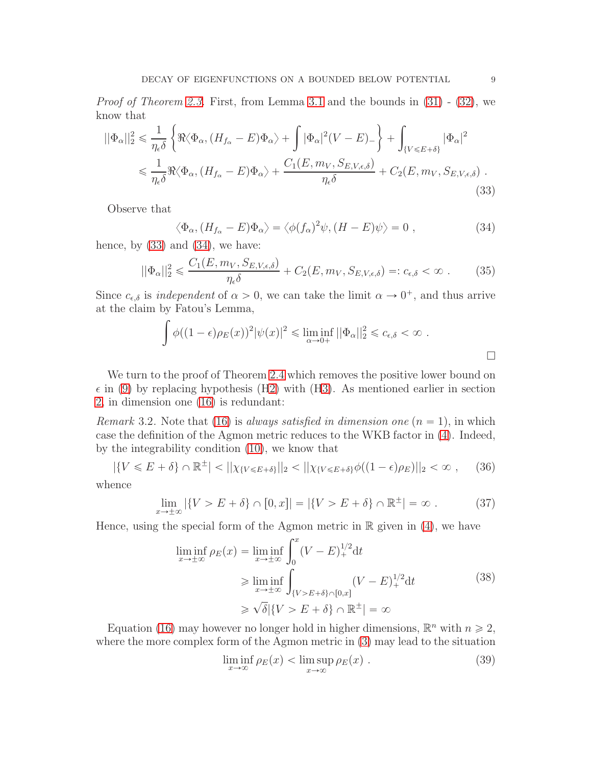*Proof of Theorem 2.3.* First, from Lemma 3.1 and the bounds in (31) - (32), we know that

$$
\begin{aligned}
||\Phi_\alpha||_2^2 &\leqslant \frac{1}{\eta_\epsilon \delta}\left\{ \Re\langle \Phi_\alpha, (H_{f_\alpha} - E)\Phi_\alpha\rangle + \int |\Phi_\alpha|^2 (V-E)_- \right\} + \int_{\{V \leqslant E+\delta\}} |\Phi_\alpha|^2 \\
&\leqslant \frac{1}{\eta_\epsilon \delta} \Re\langle \Phi_\alpha, (H_{f_\alpha} - E)\Phi_\alpha\rangle + \frac{C_1(E, m_V, S_{E,V,\epsilon,\delta})}{\eta_\epsilon \delta} + C_2(E, m_V, S_{E,V,\epsilon,\delta}) \ .
\end{aligned} \tag{33}
$$

Observe that

$$
\langle \Phi_\alpha, (H_{f_\alpha} - E)\Phi_\alpha\rangle = \langle \phi(f_\alpha)^2 \psi, (H-E)\psi\rangle = 0 \ , \tag{34}
$$

hence, by (33) and (34), we have:

$$
||\Phi_\alpha||_2^2 \leqslant \frac{C_1(E, m_V, S_{E,V,\epsilon,\delta})}{\eta_\epsilon \delta} + C_2(E, m_V, S_{E,V,\epsilon,\delta}) =: c_{\epsilon,\delta} < \infty \ . \tag{35}
$$

Since $c_{\epsilon,\delta}$ is *independent* of $\alpha > 0$, we can take the limit $\alpha \to 0^+$, and thus arrive at the claim by Fatou's Lemma,

$$
\int \phi((1-\epsilon)\rho_E(x))^2 |\psi(x)|^2 \leqslant \liminf_{\alpha \to 0+} ||\Phi_\alpha||_2^2 \leqslant c_{\epsilon,\delta} < \infty \ .
$$

□

We turn to the proof of Theorem 2.4 which removes the positive lower bound on $\epsilon$ in (9) by replacing hypothesis (H2) with (H3). As mentioned earlier in section 2, in dimension one (16) is redundant:

*Remark* 3.2. Note that (16) is *always satisfied in dimension one* ($n = 1$), in which case the definition of the Agmon metric reduces to the WKB factor in (4). Indeed, by the integrability condition (10), we know that

$$
|\{V \leqslant E+\delta\} \cap \mathbb{R}^\pm| < ||\chi_{\{V \leqslant E+\delta\}}||_2 < ||\chi_{\{V \leqslant E+\delta\}} \phi((1-\epsilon)\rho_E)||_2 < \infty \ , \tag{36}
$$

whence

$$
\lim_{x \to \pm\infty} |\{V > E+\delta\} \cap [0,x]| = |\{V > E+\delta\} \cap \mathbb{R}^\pm| = \infty \ . \tag{37}
$$

Hence, using the special form of the Agmon metric in $\mathbb{R}$ given in (4), we have

$$
\begin{aligned}
\liminf_{x \to \pm\infty} \rho_E(x) &= \liminf_{x \to \pm\infty} \int_0^x (V-E)_+^{1/2} \mathrm{d}t \\
&\geqslant \liminf_{x \to \pm\infty} \int_{\{V > E+\delta\} \cap [0,x]} (V-E)_+^{1/2} \mathrm{d}t \\
&\geqslant \sqrt{\delta} |\{V > E+\delta\} \cap \mathbb{R}^\pm| = \infty
\end{aligned} \tag{38}
$$

Equation (16) may however no longer hold in higher dimensions, $\mathbb{R}^n$ with $n \geqslant 2$, where the more complex form of the Agmon metric in (3) may lead to the situation

$$
\liminf_{x \to \infty} \rho_E(x) < \limsup_{x \to \infty} \rho_E(x) \ . \tag{39}
$$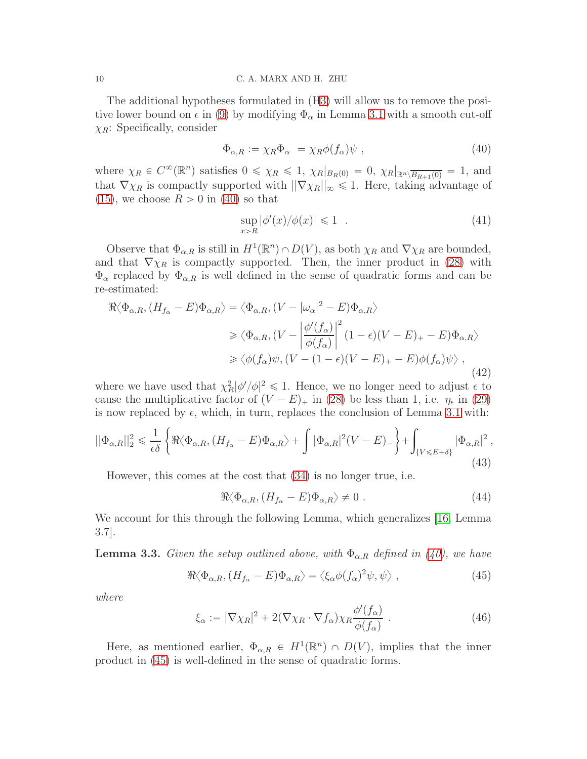The additional hypotheses formulated in (H3) will allow us to remove the positive lower bound on $\epsilon$ in (9) by modifying $\Phi_\alpha$ in Lemma 3.1 with a smooth cut-off $\chi_R$: Specifically, consider

$$\Phi_{\alpha,R} := \chi_R \Phi_\alpha \ = \chi_R \phi(f_\alpha)\psi \ , \tag{40}$$

where $\chi_R \in C^\infty(\mathbb{R}^n)$ satisfies $0 \leqslant \chi_R \leqslant 1$, $\chi_R|_{B_R(0)} = 0$, $\chi_R|_{\mathbb{R}^n \setminus \overline{B_{R+1}(0)}} = 1$, and that $\nabla \chi_R$ is compactly supported with $||\nabla \chi_R||_\infty \leqslant 1$. Here, taking advantage of (15), we choose $R > 0$ in (40) so that

$$\sup_{x > R} |\phi'(x)/\phi(x)| \leqslant 1 \ \ . \tag{41}$$

Observe that $\Phi_{\alpha,R}$ is still in $H^1(\mathbb{R}^n) \cap D(V)$, as both $\chi_R$ and $\nabla \chi_R$ are bounded, and that $\nabla \chi_R$ is compactly supported. Then, the inner product in (28) with $\Phi_\alpha$ replaced by $\Phi_{\alpha,R}$ is well defined in the sense of quadratic forms and can be re-estimated:

$$\begin{aligned}
\Re\langle \Phi_{\alpha,R}, (H_{f_\alpha} - E)\Phi_{\alpha,R}\rangle &= \langle \Phi_{\alpha,R}, (V - |\omega_\alpha|^2 - E)\Phi_{\alpha,R}\rangle \\
&\geqslant \langle \Phi_{\alpha,R}, (V - \left|\frac{\phi'(f_\alpha)}{\phi(f_\alpha)}\right|^2 (1-\epsilon)(V-E)_+ - E)\Phi_{\alpha,R}\rangle \\
&\geqslant \langle \phi(f_\alpha)\psi, (V - (1-\epsilon)(V-E)_+ - E)\phi(f_\alpha)\psi\rangle \ ,
\end{aligned} \tag{42}$$

where we have used that $\chi_R^2 |\phi'/\phi|^2 \leqslant 1$. Hence, we no longer need to adjust $\epsilon$ to cause the multiplicative factor of $(V-E)_+$ in (28) be less than 1, i.e. $\eta_\epsilon$ in (29) is now replaced by $\epsilon$, which, in turn, replaces the conclusion of Lemma 3.1 with:

$$||\Phi_{\alpha,R}||_2^2 \leqslant \frac{1}{\epsilon\delta}\left\{\Re\langle \Phi_{\alpha,R}, (H_{f_\alpha} - E)\Phi_{\alpha,R}\rangle + \int |\Phi_{\alpha,R}|^2 (V-E)_-\right\} + \int_{\{V \leqslant E+\delta\}} |\Phi_{\alpha,R}|^2 \ , \tag{43}$$

However, this comes at the cost that (34) is no longer true, i.e.

$$\Re\langle \Phi_{\alpha,R}, (H_{f_\alpha} - E)\Phi_{\alpha,R}\rangle \neq 0 \ . \tag{44}$$

We account for this through the following Lemma, which generalizes [16, Lemma 3.7].

**Lemma 3.3.** *Given the setup outlined above, with $\Phi_{\alpha,R}$ defined in (40), we have*

$$\Re\langle \Phi_{\alpha,R}, (H_{f_\alpha} - E)\Phi_{\alpha,R}\rangle = \langle \xi_\alpha \phi(f_\alpha)^2 \psi, \psi\rangle \ , \tag{45}$$

*where*

$$\xi_\alpha := |\nabla \chi_R|^2 + 2(\nabla \chi_R \cdot \nabla f_\alpha)\chi_R \frac{\phi'(f_\alpha)}{\phi(f_\alpha)} \ . \tag{46}$$

Here, as mentioned earlier, $\Phi_{\alpha,R} \in H^1(\mathbb{R}^n) \cap D(V)$, implies that the inner product in (45) is well-defined in the sense of quadratic forms.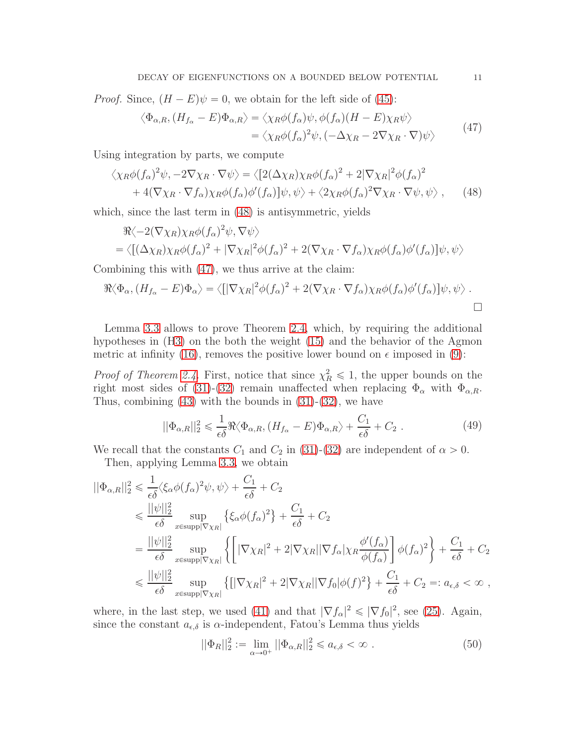*Proof.* Since, $(H-E)\psi = 0$, we obtain for the left side of (45):

$$
\begin{aligned}
\langle \Phi_{\alpha,R}, (H_{f_\alpha} - E)\Phi_{\alpha,R}\rangle &= \langle \chi_R \phi(f_\alpha)\psi, \phi(f_\alpha)(H-E)\chi_R\psi\rangle \\
&= \langle \chi_R \phi(f_\alpha)^2\psi, (-\Delta\chi_R - 2\nabla\chi_R\cdot\nabla)\psi\rangle
\end{aligned}
\tag{47}
$$

Using integration by parts, we compute

$$
\begin{aligned}
\langle \chi_R\phi(f_\alpha)^2\psi, -2\nabla\chi_R\cdot\nabla\psi\rangle &= \langle [2(\Delta\chi_R)\chi_R\phi(f_\alpha)^2 + 2|\nabla\chi_R|^2\phi(f_\alpha)^2 \\
&\quad + 4(\nabla\chi_R\cdot\nabla f_\alpha)\chi_R\phi(f_\alpha)\phi'(f_\alpha)]\psi,\psi\rangle + \langle 2\chi_R\phi(f_\alpha)^2\nabla\chi_R\cdot\nabla\psi,\psi\rangle \ ,
\end{aligned}
\tag{48}
$$

which, since the last term in (48) is antisymmetric, yields

$$
\begin{aligned}
&\Re\langle -2(\nabla\chi_R)\chi_R\phi(f_\alpha)^2\psi, \nabla\psi\rangle \\
&= \langle [(\Delta\chi_R)\chi_R\phi(f_\alpha)^2 + |\nabla\chi_R|^2\phi(f_\alpha)^2 + 2(\nabla\chi_R\cdot\nabla f_\alpha)\chi_R\phi(f_\alpha)\phi'(f_\alpha)]\psi,\psi\rangle
\end{aligned}
$$

Combining this with (47), we thus arrive at the claim:

$$
\Re\langle \Phi_\alpha, (H_{f_\alpha} - E)\Phi_\alpha\rangle = \langle [|\nabla\chi_R|^2\phi(f_\alpha)^2 + 2(\nabla\chi_R\cdot\nabla f_\alpha)\chi_R\phi(f_\alpha)\phi'(f_\alpha)]\psi,\psi\rangle \ .
$$

□

Lemma 3.3 allows to prove Theorem 2.4, which, by requiring the additional hypotheses in (H3) on the both the weight (15) and the behavior of the Agmon metric at infinity (16), removes the positive lower bound on $\epsilon$ imposed in (9):

*Proof of Theorem 2.4.* First, notice that since $\chi_R^2 \leqslant 1$, the upper bounds on the right most sides of (31)-(32) remain unaffected when replacing $\Phi_\alpha$ with $\Phi_{\alpha,R}$. Thus, combining (43) with the bounds in (31)-(32), we have

$$
||\Phi_{\alpha,R}||_2^2 \leqslant \frac{1}{\epsilon\delta}\Re\langle \Phi_{\alpha,R}, (H_{f_\alpha} - E)\Phi_{\alpha,R}\rangle + \frac{C_1}{\epsilon\delta} + C_2 \ .
\tag{49}
$$

We recall that the constants $C_1$ and $C_2$ in (31)-(32) are independent of $\alpha > 0$.

Then, applying Lemma 3.3, we obtain

$$
\begin{aligned}
||\Phi_{\alpha,R}||_2^2 &\leqslant \frac{1}{\epsilon\delta}\langle \xi_\alpha\phi(f_\alpha)^2\psi,\psi\rangle + \frac{C_1}{\epsilon\delta} + C_2 \\
&\leqslant \frac{||\psi||_2^2}{\epsilon\delta}\sup_{x\in\operatorname{supp}|\nabla\chi_R|}\left\{\xi_\alpha\phi(f_\alpha)^2\right\} + \frac{C_1}{\epsilon\delta} + C_2 \\
&= \frac{||\psi||_2^2}{\epsilon\delta}\sup_{x\in\operatorname{supp}|\nabla\chi_R|}\left\{\left[|\nabla\chi_R|^2 + 2|\nabla\chi_R||\nabla f_\alpha|\chi_R\frac{\phi'(f_\alpha)}{\phi(f_\alpha)}\right]\phi(f_\alpha)^2\right\} + \frac{C_1}{\epsilon\delta} + C_2 \\
&\leqslant \frac{||\psi||_2^2}{\epsilon\delta}\sup_{x\in\operatorname{supp}|\nabla\chi_R|}\left\{[|\nabla\chi_R|^2 + 2|\nabla\chi_R||\nabla f_0|\phi(f)^2\right\} + \frac{C_1}{\epsilon\delta} + C_2 =: a_{\epsilon,\delta} < \infty \ ,
\end{aligned}
$$

where, in the last step, we used (41) and that $|\nabla f_\alpha|^2 \leqslant |\nabla f_0|^2$, see (25). Again, since the constant $a_{\epsilon,\delta}$ is $\alpha$-independent, Fatou's Lemma thus yields

$$
||\Phi_R||_2^2 := \lim_{\alpha\to 0^+}||\Phi_{\alpha,R}||_2^2 \leqslant a_{\epsilon,\delta} < \infty \ .
\tag{50}
$$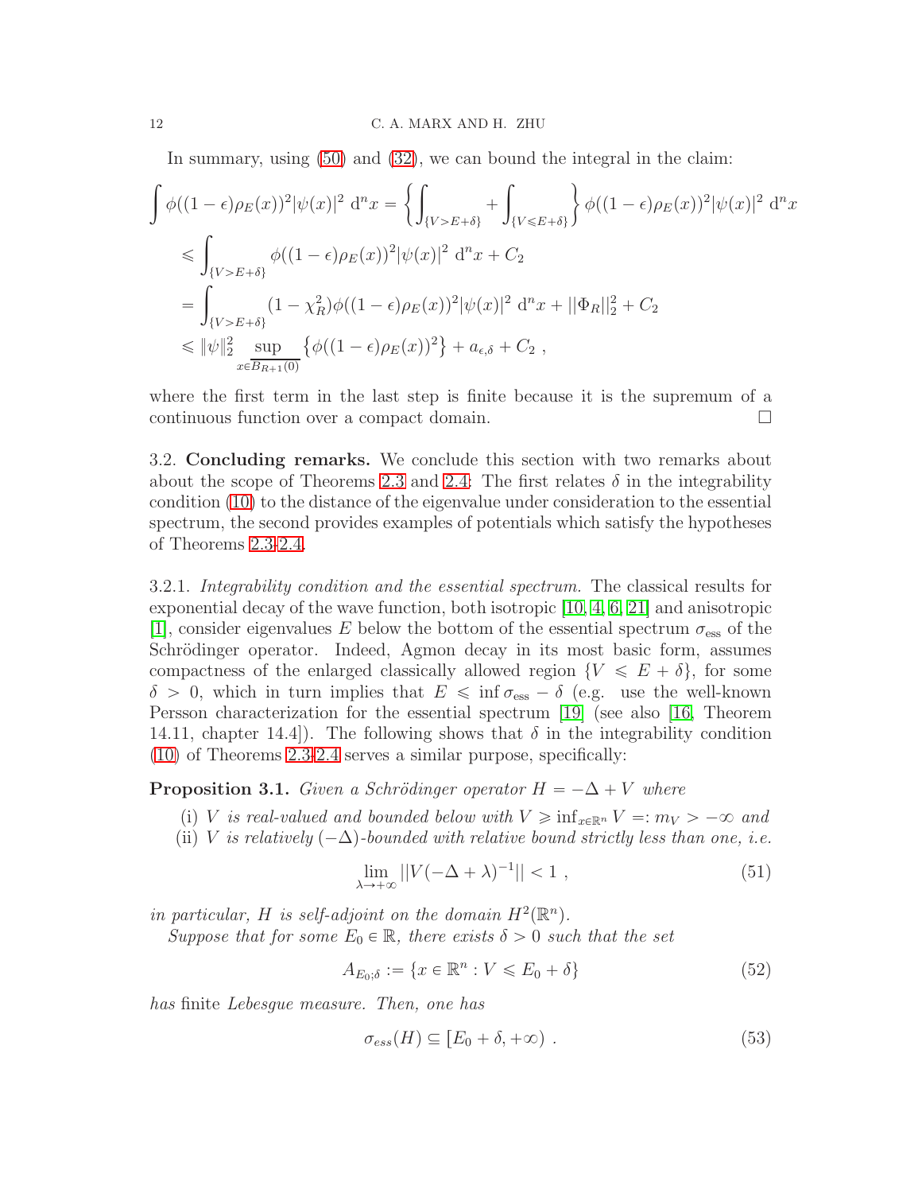In summary, using (50) and (32), we can bound the integral in the claim:

$$
\begin{aligned}
\int \phi((1-\epsilon)\rho_E(x))^2 |\psi(x)|^2 \, \mathrm{d}^n x &= \left\{ \int_{\{V > E+\delta\}} + \int_{\{V \leqslant E+\delta\}} \right\} \phi((1-\epsilon)\rho_E(x))^2 |\psi(x)|^2 \, \mathrm{d}^n x \\
&\leqslant \int_{\{V > E+\delta\}} \phi((1-\epsilon)\rho_E(x))^2 |\psi(x)|^2 \, \mathrm{d}^n x + C_2 \\
&= \int_{\{V > E+\delta\}} (1-\chi_R^2)\phi((1-\epsilon)\rho_E(x))^2 |\psi(x)|^2 \, \mathrm{d}^n x + ||\Phi_R||_2^2 + C_2 \\
&\leqslant \|\psi\|_2^2 \sup_{x \in \overline{B_{R+1}(0)}} \left\{ \phi((1-\epsilon)\rho_E(x))^2 \right\} + a_{\epsilon,\delta} + C_2 \ ,
\end{aligned}
$$

where the first term in the last step is finite because it is the supremum of a continuous function over a compact domain. $\square$

3.2. **Concluding remarks.** We conclude this section with two remarks about about the scope of Theorems 2.3 and 2.4: The first relates $\delta$ in the integrability condition (10) to the distance of the eigenvalue under consideration to the essential spectrum, the second provides examples of potentials which satisfy the hypotheses of Theorems 2.3-2.4.

3.2.1. *Integrability condition and the essential spectrum.* The classical results for exponential decay of the wave function, both isotropic [10, 4, 6, 21] and anisotropic [1], consider eigenvalues $E$ below the bottom of the essential spectrum $\sigma_{\mathrm{ess}}$ of the Schrödinger operator. Indeed, Agmon decay in its most basic form, assumes compactness of the enlarged classically allowed region $\{V \leqslant E+\delta\}$, for some $\delta > 0$, which in turn implies that $E \leqslant \inf \sigma_{\mathrm{ess}} - \delta$ (e.g. use the well-known Persson characterization for the essential spectrum [19] (see also [16, Theorem 14.11, chapter 14.4])). The following shows that $\delta$ in the integrability condition (10) of Theorems 2.3-2.4 serves a similar purpose, specifically:

**Proposition 3.1.** *Given a Schrödinger operator $H = -\Delta + V$ where*

- (i) *$V$ is real-valued and bounded below with $V \geqslant \inf_{x\in\mathbb{R}^n} V =: m_V > -\infty$ and*
- (ii) *$V$ is relatively $(-\Delta)$-bounded with relative bound strictly less than one, i.e.*

$$
\lim_{\lambda\to+\infty} ||V(-\Delta+\lambda)^{-1}|| < 1 \ , \tag{51}
$$

*in particular, $H$ is self-adjoint on the domain $H^2(\mathbb{R}^n)$.*

*Suppose that for some $E_0 \in \mathbb{R}$, there exists $\delta > 0$ such that the set*

$$
A_{E_0;\delta} := \{x \in \mathbb{R}^n : V \leqslant E_0 + \delta\} \tag{52}
$$

*has* finite *Lebesgue measure. Then, one has*

$$
\sigma_{ess}(H) \subseteq [E_0 + \delta, +\infty) \ . \tag{53}
$$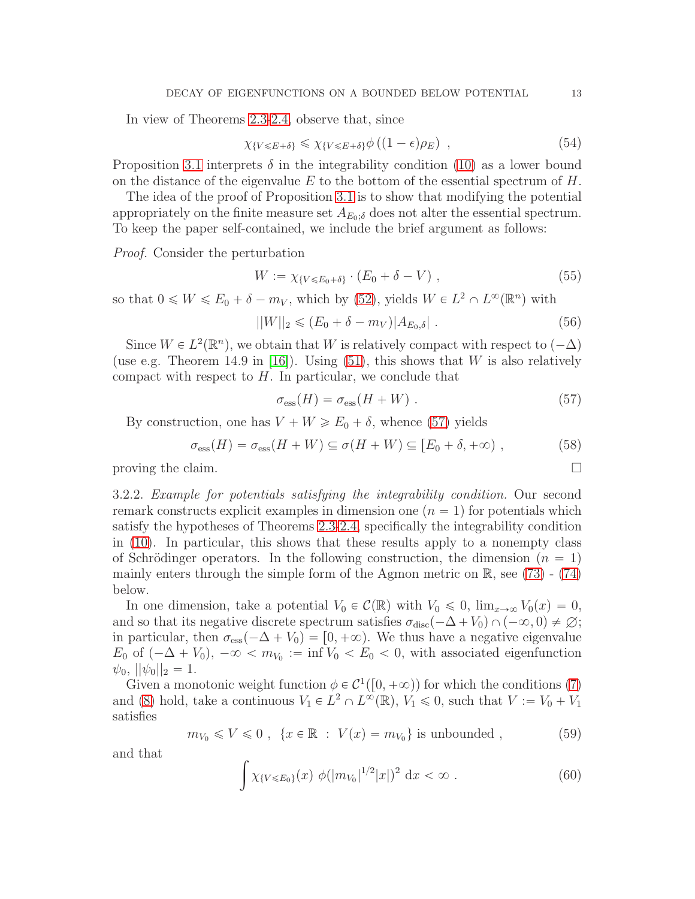In view of Theorems 2.3-2.4, observe that, since

$$\chi_{\{V \leqslant E+\delta\}} \leqslant \chi_{\{V \leqslant E+\delta\}} \phi\left((1-\epsilon)\rho_E\right) \ , \tag{54}$$

Proposition 3.1 interprets $\delta$ in the integrability condition (10) as a lower bound on the distance of the eigenvalue $E$ to the bottom of the essential spectrum of $H$.

The idea of the proof of Proposition 3.1 is to show that modifying the potential appropriately on the finite measure set $A_{E_0;\delta}$ does not alter the essential spectrum. To keep the paper self-contained, we include the brief argument as follows:

*Proof.* Consider the perturbation

$$W := \chi_{\{V \leqslant E_0+\delta\}} \cdot (E_0 + \delta - V) \ , \tag{55}$$

so that $0 \leqslant W \leqslant E_0 + \delta - m_V$, which by (52), yields $W \in L^2 \cap L^\infty(\mathbb{R}^n)$ with

$$||W||_2 \leqslant (E_0 + \delta - m_V)|A_{E_0,\delta}| \ . \tag{56}$$

Since $W \in L^2(\mathbb{R}^n)$, we obtain that $W$ is relatively compact with respect to $(-\Delta)$ (use e.g. Theorem 14.9 in [16]). Using (51), this shows that $W$ is also relatively compact with respect to $H$. In particular, we conclude that

$$\sigma_{\mathrm{ess}}(H) = \sigma_{\mathrm{ess}}(H + W) \ . \tag{57}$$

By construction, one has $V + W \geqslant E_0 + \delta$, whence (57) yields

$$\sigma_{\mathrm{ess}}(H) = \sigma_{\mathrm{ess}}(H + W) \subseteq \sigma(H + W) \subseteq [E_0 + \delta, +\infty) \ , \tag{58}$$

proving the claim. □

3.2.2. *Example for potentials satisfying the integrability condition.* Our second remark constructs explicit examples in dimension one ($n = 1$) for potentials which satisfy the hypotheses of Theorems 2.3-2.4, specifically the integrability condition in (10). In particular, this shows that these results apply to a nonempty class of Schrödinger operators. In the following construction, the dimension ($n = 1$) mainly enters through the simple form of the Agmon metric on $\mathbb{R}$, see (73) - (74) below.

In one dimension, take a potential $V_0 \in \mathcal{C}(\mathbb{R})$ with $V_0 \leqslant 0$, $\lim_{x\to\infty} V_0(x) = 0$, and so that its negative discrete spectrum satisfies $\sigma_{\mathrm{disc}}(-\Delta + V_0) \cap (-\infty, 0) \neq \varnothing$; in particular, then $\sigma_{\mathrm{ess}}(-\Delta + V_0) = [0, +\infty)$. We thus have a negative eigenvalue $E_0$ of $(-\Delta + V_0)$, $-\infty < m_{V_0} := \inf V_0 < E_0 < 0$, with associated eigenfunction $\psi_0$, $||\psi_0||_2 = 1$.

Given a monotonic weight function $\phi \in \mathcal{C}^1([0, +\infty))$ for which the conditions (7) and (8) hold, take a continuous $V_1 \in L^2 \cap L^\infty(\mathbb{R})$, $V_1 \leqslant 0$, such that $V := V_0 + V_1$ satisfies

$$m_{V_0} \leqslant V \leqslant 0 \ , \ \ \{x \in \mathbb{R} \ : \ V(x) = m_{V_0}\} \text{ is unbounded} \ , \tag{59}$$

and that

$$\int \chi_{\{V \leqslant E_0\}}(x) \ \phi(|m_{V_0}|^{1/2}|x|)^2 \ \mathrm{d}x < \infty \ . \tag{60}$$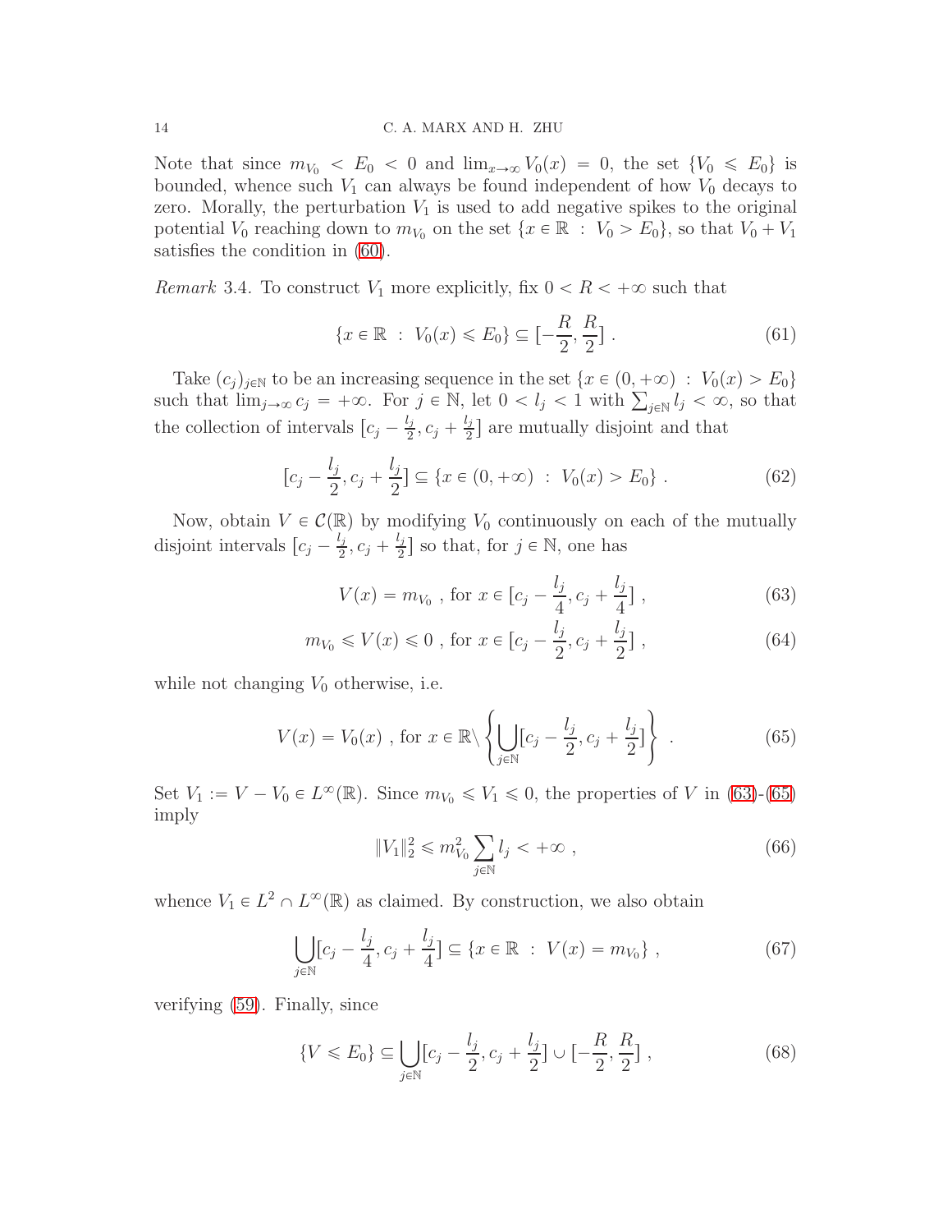Note that since $m_{V_0} < E_0 < 0$ and $\lim_{x \to \infty} V_0(x) = 0$, the set $\{V_0 \leqslant E_0\}$ is bounded, whence such $V_1$ can always be found independent of how $V_0$ decays to zero. Morally, the perturbation $V_1$ is used to add negative spikes to the original potential $V_0$ reaching down to $m_{V_0}$ on the set $\{x \in \mathbb{R} \ : \ V_0 > E_0\}$, so that $V_0 + V_1$ satisfies the condition in (60).

*Remark* 3.4. To construct $V_1$ more explicitly, fix $0 < R < +\infty$ such that

$$\{x \in \mathbb{R} \ : \ V_0(x) \leqslant E_0\} \subseteq [-\frac{R}{2}, \frac{R}{2}] \ . \tag{61}$$

Take $(c_j)_{j \in \mathbb{N}}$ to be an increasing sequence in the set $\{x \in (0, +\infty) \ : \ V_0(x) > E_0\}$ such that $\lim_{j \to \infty} c_j = +\infty$. For $j \in \mathbb{N}$, let $0 < l_j < 1$ with $\sum_{j \in \mathbb{N}} l_j < \infty$, so that the collection of intervals $[c_j - \frac{l_j}{2}, c_j + \frac{l_j}{2}]$ are mutually disjoint and that

$$[c_j - \frac{l_j}{2}, c_j + \frac{l_j}{2}] \subseteq \{x \in (0, +\infty) \ : \ V_0(x) > E_0\} \ . \tag{62}$$

Now, obtain $V \in \mathcal{C}(\mathbb{R})$ by modifying $V_0$ continuously on each of the mutually disjoint intervals $[c_j - \frac{l_j}{2}, c_j + \frac{l_j}{2}]$ so that, for $j \in \mathbb{N}$, one has

$$V(x) = m_{V_0} \ , \text{ for } x \in [c_j - \frac{l_j}{4}, c_j + \frac{l_j}{4}] \ , \tag{63}$$

$$m_{V_0} \leqslant V(x) \leqslant 0 \ , \text{ for } x \in [c_j - \frac{l_j}{2}, c_j + \frac{l_j}{2}] \ , \tag{64}$$

while not changing $V_0$ otherwise, i.e.

$$V(x) = V_0(x) \ , \text{ for } x \in \mathbb{R} \backslash \left\{ \bigcup_{j \in \mathbb{N}} [c_j - \frac{l_j}{2}, c_j + \frac{l_j}{2}] \right\} \ . \tag{65}$$

Set $V_1 := V - V_0 \in L^\infty(\mathbb{R})$. Since $m_{V_0} \leqslant V_1 \leqslant 0$, the properties of $V$ in (63)-(65) imply

$$\|V_1\|_2^2 \leqslant m_{V_0}^2 \sum_{j \in \mathbb{N}} l_j < +\infty \ , \tag{66}$$

whence $V_1 \in L^2 \cap L^\infty(\mathbb{R})$ as claimed. By construction, we also obtain

$$\bigcup_{j \in \mathbb{N}} [c_j - \frac{l_j}{4}, c_j + \frac{l_j}{4}] \subseteq \{x \in \mathbb{R} \ : \ V(x) = m_{V_0}\} \ , \tag{67}$$

verifying (59). Finally, since

$$\{V \leqslant E_0\} \subseteq \bigcup_{j \in \mathbb{N}} [c_j - \frac{l_j}{2}, c_j + \frac{l_j}{2}] \cup [-\frac{R}{2}, \frac{R}{2}] \ , \tag{68}$$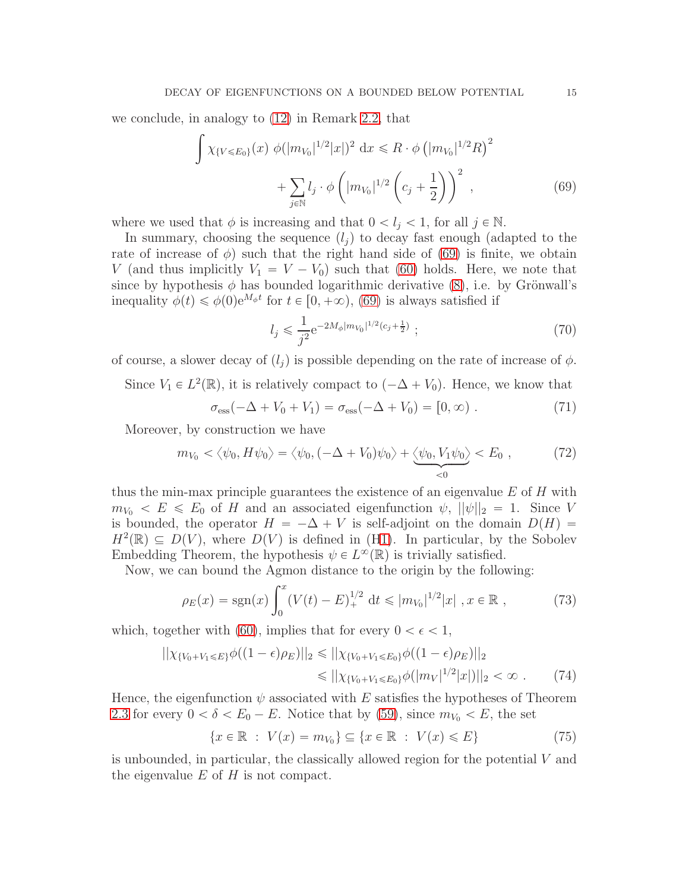we conclude, in analogy to (12) in Remark 2.2, that

$$\int \chi_{\{V \leqslant E_0\}}(x)\ \phi(|m_{V_0}|^{1/2}|x|)^2\ \mathrm{d}x \leqslant R \cdot \phi\left(|m_{V_0}|^{1/2} R\right)^2 + \sum_{j \in \mathbb{N}} l_j \cdot \phi\left(|m_{V_0}|^{1/2}\left(c_j + \frac{1}{2}\right)\right)^2 , \tag{69}$$

where we used that $\phi$ is increasing and that $0 < l_j < 1$, for all $j \in \mathbb{N}$.

In summary, choosing the sequence $(l_j)$ to decay fast enough (adapted to the rate of increase of $\phi$) such that the right hand side of (69) is finite, we obtain $V$ (and thus implicitly $V_1 = V - V_0$) such that (60) holds. Here, we note that since by hypothesis $\phi$ has bounded logarithmic derivative (8), i.e. by Grönwall's inequality $\phi(t) \leqslant \phi(0)\mathrm{e}^{M_\phi t}$ for $t \in [0, +\infty)$, (69) is always satisfied if

$$l_j \leqslant \frac{1}{j^2} \mathrm{e}^{-2M_\phi |m_{V_0}|^{1/2}(c_j + \frac{1}{2})} ; \tag{70}$$

of course, a slower decay of $(l_j)$ is possible depending on the rate of increase of $\phi$.

Since $V_1 \in L^2(\mathbb{R})$, it is relatively compact to $(-\Delta + V_0)$. Hence, we know that

$$\sigma_{\mathrm{ess}}(-\Delta + V_0 + V_1) = \sigma_{\mathrm{ess}}(-\Delta + V_0) = [0, \infty) . \tag{71}$$

Moreover, by construction we have

$$m_{V_0} < \langle \psi_0, H\psi_0 \rangle = \langle \psi_0, (-\Delta + V_0)\psi_0 \rangle + \underbrace{\langle \psi_0, V_1 \psi_0 \rangle}_{<0} < E_0 , \tag{72}$$

thus the min-max principle guarantees the existence of an eigenvalue $E$ of $H$ with $m_{V_0} < E \leqslant E_0$ of $H$ and an associated eigenfunction $\psi$, $||\psi||_2 = 1$. Since $V$ is bounded, the operator $H = -\Delta + V$ is self-adjoint on the domain $D(H) = H^2(\mathbb{R}) \subseteq D(V)$, where $D(V)$ is defined in (H1). In particular, by the Sobolev Embedding Theorem, the hypothesis $\psi \in L^\infty(\mathbb{R})$ is trivially satisfied.

Now, we can bound the Agmon distance to the origin by the following:

$$\rho_E(x) = \mathrm{sgn}(x) \int_0^x (V(t) - E)_+^{1/2}\ \mathrm{d}t \leqslant |m_{V_0}|^{1/2}|x| \ , x \in \mathbb{R} , \tag{73}$$

which, together with (60), implies that for every $0 < \epsilon < 1$,

$$||\chi_{\{V_0+V_1 \leqslant E\}} \phi((1-\epsilon)\rho_E)||_2 \leqslant ||\chi_{\{V_0+V_1 \leqslant E_0\}} \phi((1-\epsilon)\rho_E)||_2 \leqslant ||\chi_{\{V_0+V_1 \leqslant E_0\}} \phi(|m_V|^{1/2}|x|)||_2 < \infty . \tag{74}$$

Hence, the eigenfunction $\psi$ associated with $E$ satisfies the hypotheses of Theorem 2.3 for every $0 < \delta < E_0 - E$. Notice that by (59), since $m_{V_0} < E$, the set

$$\{x \in \mathbb{R}\ :\ V(x) = m_{V_0}\} \subseteq \{x \in \mathbb{R}\ :\ V(x) \leqslant E\} \tag{75}$$

is unbounded, in particular, the classically allowed region for the potential $V$ and the eigenvalue $E$ of $H$ is not compact.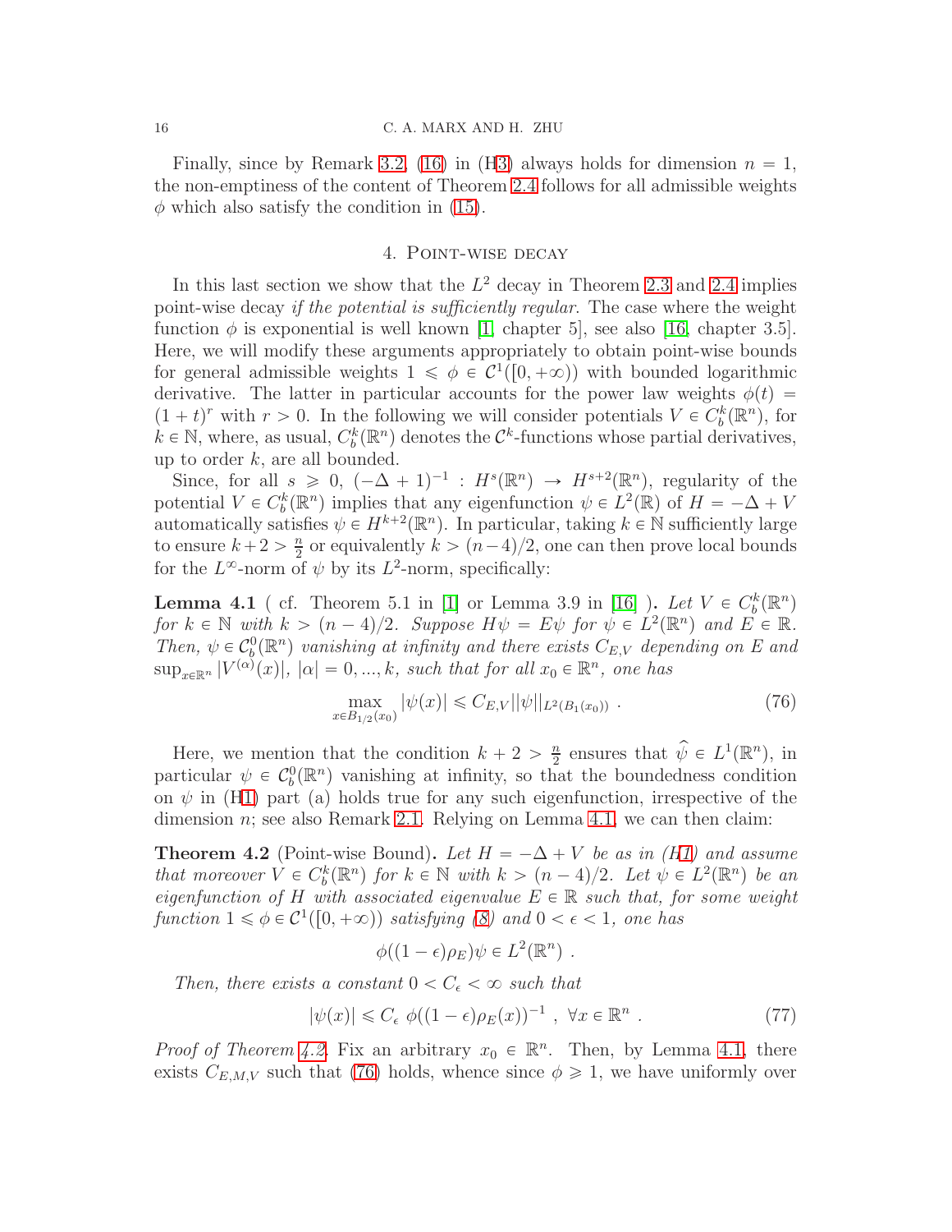Finally, since by Remark 3.2, (16) in (H3) always holds for dimension $n = 1$, the non-emptiness of the content of Theorem 2.4 follows for all admissible weights $\phi$ which also satisfy the condition in (15).

## 4. Point-wise decay

In this last section we show that the $L^2$ decay in Theorem 2.3 and 2.4 implies point-wise decay *if the potential is sufficiently regular*. The case where the weight function $\phi$ is exponential is well known [1, chapter 5], see also [16, chapter 3.5]. Here, we will modify these arguments appropriately to obtain point-wise bounds for general admissible weights $1 \leqslant \phi \in \mathcal{C}^1([0, +\infty))$ with bounded logarithmic derivative. The latter in particular accounts for the power law weights $\phi(t) = (1+t)^r$ with $r > 0$. In the following we will consider potentials $V \in C_b^k(\mathbb{R}^n)$, for $k \in \mathbb{N}$, where, as usual, $C_b^k(\mathbb{R}^n)$ denotes the $\mathcal{C}^k$-functions whose partial derivatives, up to order $k$, are all bounded.

Since, for all $s \geqslant 0$, $(-\Delta + 1)^{-1} : H^s(\mathbb{R}^n) \to H^{s+2}(\mathbb{R}^n)$, regularity of the potential $V \in C_b^k(\mathbb{R}^n)$ implies that any eigenfunction $\psi \in L^2(\mathbb{R})$ of $H = -\Delta + V$ automatically satisfies $\psi \in H^{k+2}(\mathbb{R}^n)$. In particular, taking $k \in \mathbb{N}$ sufficiently large to ensure $k + 2 > \frac{n}{2}$ or equivalently $k > (n-4)/2$, one can then prove local bounds for the $L^\infty$-norm of $\psi$ by its $L^2$-norm, specifically:

**Lemma 4.1** ( cf. Theorem 5.1 in [1] or Lemma 3.9 in [16] )**.** *Let $V \in C_b^k(\mathbb{R}^n)$ for $k \in \mathbb{N}$ with $k > (n-4)/2$. Suppose $H\psi = E\psi$ for $\psi \in L^2(\mathbb{R}^n)$ and $E \in \mathbb{R}$. Then, $\psi \in \mathcal{C}_b^0(\mathbb{R}^n)$ vanishing at infinity and there exists $C_{E,V}$ depending on $E$ and $\sup_{x \in \mathbb{R}^n} |V^{(\alpha)}(x)|$, $|\alpha| = 0, ..., k$, such that for all $x_0 \in \mathbb{R}^n$, one has*

$$\max_{x \in B_{1/2}(x_0)} |\psi(x)| \leqslant C_{E,V} ||\psi||_{L^2(B_1(x_0))} \ . \tag{76}$$

Here, we mention that the condition $k + 2 > \frac{n}{2}$ ensures that $\widehat{\psi} \in L^1(\mathbb{R}^n)$, in particular $\psi \in \mathcal{C}_b^0(\mathbb{R}^n)$ vanishing at infinity, so that the boundedness condition on $\psi$ in (H1) part (a) holds true for any such eigenfunction, irrespective of the dimension $n$; see also Remark 2.1. Relying on Lemma 4.1, we can then claim:

**Theorem 4.2** (Point-wise Bound)**.** *Let $H = -\Delta + V$ be as in (H1) and assume that moreover $V \in C_b^k(\mathbb{R}^n)$ for $k \in \mathbb{N}$ with $k > (n-4)/2$. Let $\psi \in L^2(\mathbb{R}^n)$ be an eigenfunction of $H$ with associated eigenvalue $E \in \mathbb{R}$ such that, for some weight function $1 \leqslant \phi \in \mathcal{C}^1([0, +\infty))$ satisfying (8) and $0 < \epsilon < 1$, one has*

$$\phi((1-\epsilon)\rho_E)\psi \in L^2(\mathbb{R}^n) \ .$$

*Then, there exists a constant $0 < C_\epsilon < \infty$ such that*

$$|\psi(x)| \leqslant C_\epsilon \ \phi((1-\epsilon)\rho_E(x))^{-1} \ , \ \forall x \in \mathbb{R}^n \ . \tag{77}$$

*Proof of Theorem 4.2.* Fix an arbitrary $x_0 \in \mathbb{R}^n$. Then, by Lemma 4.1, there exists $C_{E,M,V}$ such that (76) holds, whence since $\phi \geqslant 1$, we have uniformly over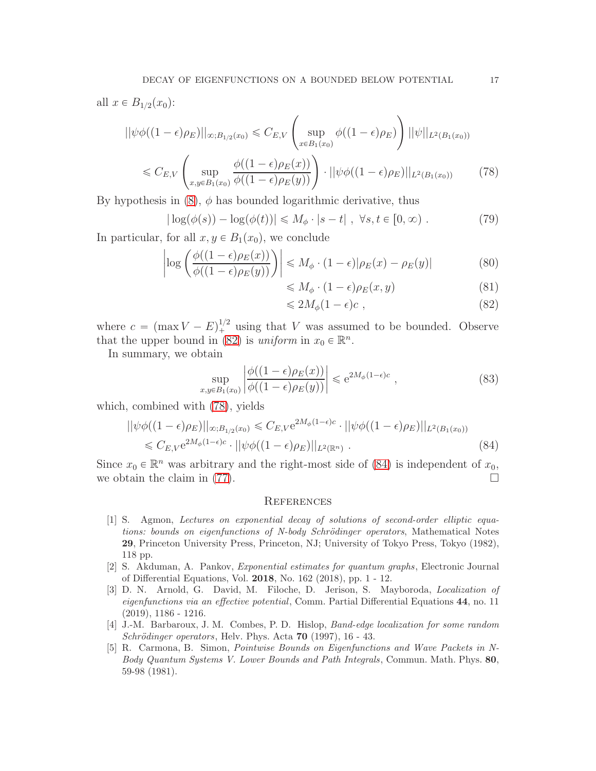all $x \in B_{1/2}(x_0)$:

$$
\begin{aligned}
||\psi\phi((1-\epsilon)\rho_E)||_{\infty;B_{1/2}(x_0)} &\leqslant C_{E,V}\left(\sup_{x\in B_1(x_0)} \phi((1-\epsilon)\rho_E)\right)||\psi||_{L^2(B_1(x_0))} \\
&\leqslant C_{E,V}\left(\sup_{x,y\in B_1(x_0)} \frac{\phi((1-\epsilon)\rho_E(x))}{\phi((1-\epsilon)\rho_E(y))}\right) \cdot ||\psi\phi((1-\epsilon)\rho_E)||_{L^2(B_1(x_0))} \qquad (78)
\end{aligned}
$$

By hypothesis in (8), $\phi$ has bounded logarithmic derivative, thus

$$
|\log(\phi(s)) - \log(\phi(t))| \leqslant M_\phi \cdot |s-t| \ , \ \forall s,t \in [0,\infty) \ . \qquad (79)
$$

In particular, for all $x, y \in B_1(x_0)$, we conclude

$$
\begin{aligned}
\left|\log\left(\frac{\phi((1-\epsilon)\rho_E(x))}{\phi((1-\epsilon)\rho_E(y))}\right)\right| &\leqslant M_\phi \cdot (1-\epsilon)|\rho_E(x) - \rho_E(y)| \qquad (80) \\
&\leqslant M_\phi \cdot (1-\epsilon)\rho_E(x,y) \qquad (81) \\
&\leqslant 2M_\phi(1-\epsilon)c \ , \qquad (82)
\end{aligned}
$$

where $c = (\max V - E)_+^{1/2}$ using that $V$ was assumed to be bounded. Observe that the upper bound in (82) is *uniform* in $x_0 \in \mathbb{R}^n$.

In summary, we obtain

$$
\sup_{x,y\in B_1(x_0)} \left|\frac{\phi((1-\epsilon)\rho_E(x))}{\phi((1-\epsilon)\rho_E(y))}\right| \leqslant \mathrm{e}^{2M_\phi(1-\epsilon)c} \ , \qquad (83)
$$

which, combined with (78), yields

$$
\begin{aligned}
||\psi\phi((1-\epsilon)\rho_E)||_{\infty;B_{1/2}(x_0)} &\leqslant C_{E,V}\mathrm{e}^{2M_\phi(1-\epsilon)c} \cdot ||\psi\phi((1-\epsilon)\rho_E)||_{L^2(B_1(x_0))} \\
&\leqslant C_{E,V}\mathrm{e}^{2M_\phi(1-\epsilon)c} \cdot ||\psi\phi((1-\epsilon)\rho_E)||_{L^2(\mathbb{R}^n)} \ . \qquad (84)
\end{aligned}
$$

Since $x_0 \in \mathbb{R}^n$ was arbitrary and the right-most side of (84) is independent of $x_0$, we obtain the claim in (77). □

## References

[1] S. Agmon, *Lectures on exponential decay of solutions of second-order elliptic equations: bounds on eigenfunctions of N-body Schrödinger operators*, Mathematical Notes **29**, Princeton University Press, Princeton, NJ; University of Tokyo Press, Tokyo (1982), 118 pp.

[2] S. Akduman, A. Pankov, *Exponential estimates for quantum graphs*, Electronic Journal of Differential Equations, Vol. **2018**, No. 162 (2018), pp. 1 - 12.

[3] D. N. Arnold, G. David, M. Filoche, D. Jerison, S. Mayboroda, *Localization of eigenfunctions via an effective potential*, Comm. Partial Differential Equations **44**, no. 11 (2019), 1186 - 1216.

[4] J.-M. Barbaroux, J. M. Combes, P. D. Hislop, *Band-edge localization for some random Schrödinger operators*, Helv. Phys. Acta **70** (1997), 16 - 43.

[5] R. Carmona, B. Simon, *Pointwise Bounds on Eigenfunctions and Wave Packets in N-Body Quantum Systems V. Lower Bounds and Path Integrals*, Commun. Math. Phys. **80**, 59-98 (1981).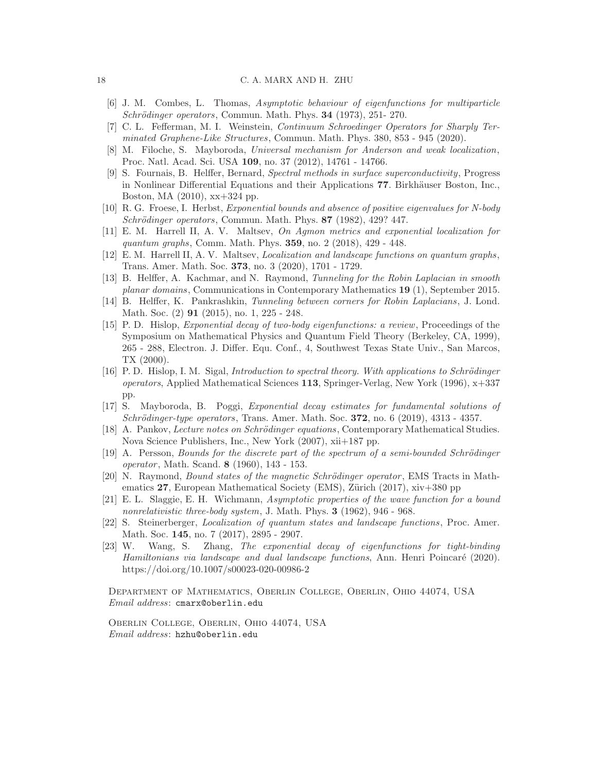[6] J. M. Combes, L. Thomas, *Asymptotic behaviour of eigenfunctions for multiparticle Schrödinger operators*, Commun. Math. Phys. **34** (1973), 251- 270.

[7] C. L. Fefferman, M. I. Weinstein, *Continuum Schroedinger Operators for Sharply Terminated Graphene-Like Structures*, Commun. Math. Phys. 380, 853 - 945 (2020).

[8] M. Filoche, S. Mayboroda, *Universal mechanism for Anderson and weak localization*, Proc. Natl. Acad. Sci. USA **109**, no. 37 (2012), 14761 - 14766.

[9] S. Fournais, B. Helffer, Bernard, *Spectral methods in surface superconductivity*, Progress in Nonlinear Differential Equations and their Applications **77**. Birkhäuser Boston, Inc., Boston, MA (2010), xx+324 pp.

[10] R. G. Froese, I. Herbst, *Exponential bounds and absence of positive eigenvalues for N-body Schrödinger operators*, Commun. Math. Phys. **87** (1982), 429? 447.

[11] E. M. Harrell II, A. V. Maltsev, *On Agmon metrics and exponential localization for quantum graphs*, Comm. Math. Phys. **359**, no. 2 (2018), 429 - 448.

[12] E. M. Harrell II, A. V. Maltsev, *Localization and landscape functions on quantum graphs*, Trans. Amer. Math. Soc. **373**, no. 3 (2020), 1701 - 1729.

[13] B. Helffer, A. Kachmar, and N. Raymond, *Tunneling for the Robin Laplacian in smooth planar domains*, Communications in Contemporary Mathematics **19** (1), September 2015.

[14] B. Helffer, K. Pankrashkin, *Tunneling between corners for Robin Laplacians*, J. Lond. Math. Soc. (2) **91** (2015), no. 1, 225 - 248.

[15] P. D. Hislop, *Exponential decay of two-body eigenfunctions: a review*, Proceedings of the Symposium on Mathematical Physics and Quantum Field Theory (Berkeley, CA, 1999), 265 - 288, Electron. J. Differ. Equ. Conf., 4, Southwest Texas State Univ., San Marcos, TX (2000).

[16] P. D. Hislop, I. M. Sigal, *Introduction to spectral theory. With applications to Schrödinger operators*, Applied Mathematical Sciences **113**, Springer-Verlag, New York (1996), x+337 pp.

[17] S. Mayboroda, B. Poggi, *Exponential decay estimates for fundamental solutions of Schrödinger-type operators*, Trans. Amer. Math. Soc. **372**, no. 6 (2019), 4313 - 4357.

[18] A. Pankov, *Lecture notes on Schrödinger equations*, Contemporary Mathematical Studies. Nova Science Publishers, Inc., New York (2007), xii+187 pp.

[19] A. Persson, *Bounds for the discrete part of the spectrum of a semi-bounded Schrödinger operator*, Math. Scand. **8** (1960), 143 - 153.

[20] N. Raymond, *Bound states of the magnetic Schrödinger operator*, EMS Tracts in Mathematics **27**, European Mathematical Society (EMS), Zürich (2017), xiv+380 pp

[21] E. L. Slaggie, E. H. Wichmann, *Asymptotic properties of the wave function for a bound nonrelativistic three-body system*, J. Math. Phys. **3** (1962), 946 - 968.

[22] S. Steinerberger, *Localization of quantum states and landscape functions*, Proc. Amer. Math. Soc. **145**, no. 7 (2017), 2895 - 2907.

[23] W. Wang, S. Zhang, *The exponential decay of eigenfunctions for tight-binding Hamiltonians via landscape and dual landscape functions*, Ann. Henri Poincaré (2020). https://doi.org/10.1007/s00023-020-00986-2

Department of Mathematics, Oberlin College, Oberlin, Ohio 44074, USA
*Email address*: cmarx@oberlin.edu

Oberlin College, Oberlin, Ohio 44074, USA
*Email address*: hzhu@oberlin.edu